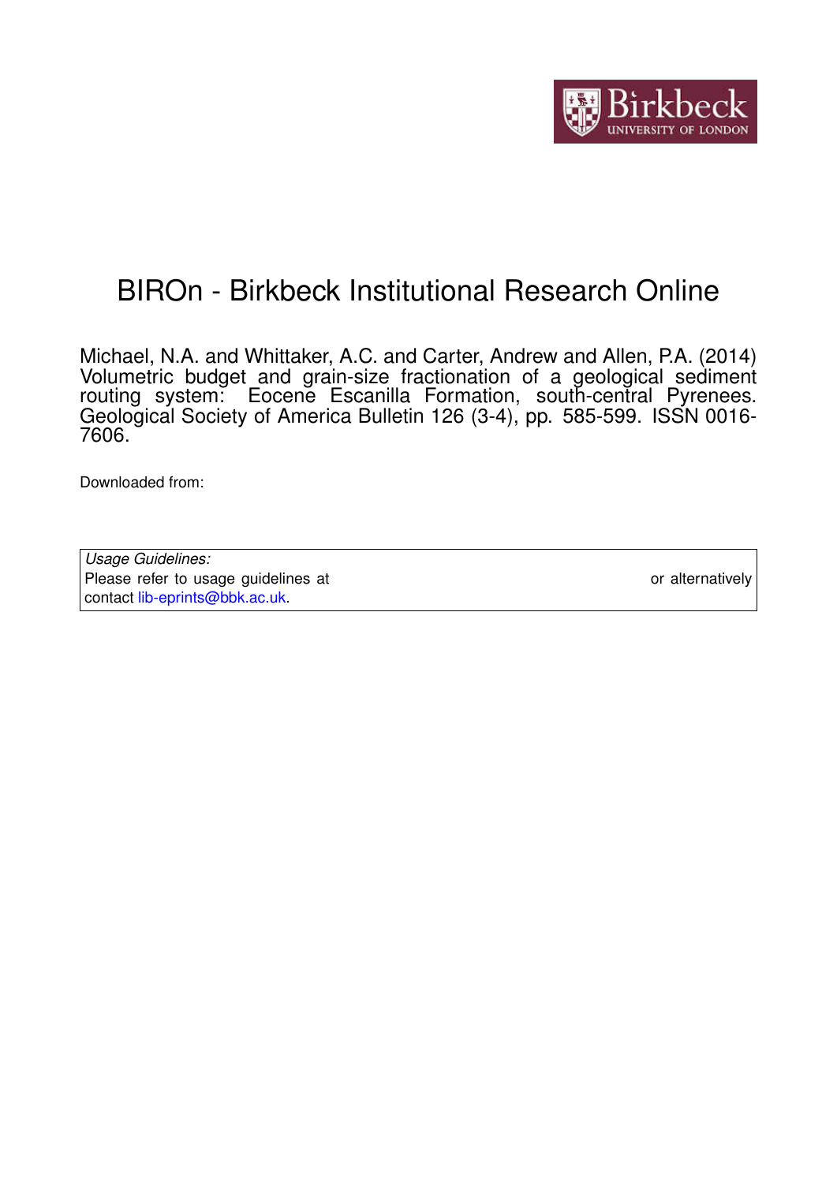# BIROn - Birkbeck Institutional Research Online

Michael, N.A. and Whittaker, A.C. and Carter, Andrew and Allen, P.A. (2014) Volumetric budget and grain-size fractionation of a geological sediment routing system: Eocene Escanilla Formation, south-central Pyrenees. Geological Society of America Bulletin 126 (3-4), pp. 585-599. ISSN 0016-7606.

Downloaded from:

*Usage Guidelines:*
Please refer to usage guidelines at or alternatively contact lib-eprints@bbk.ac.uk.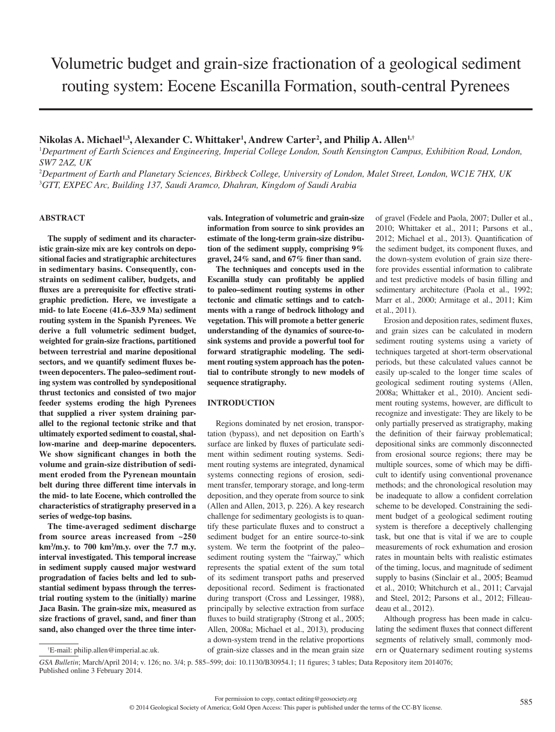# Volumetric budget and grain-size fractionation of a geological sediment routing system: Eocene Escanilla Formation, south-central Pyrenees

**Nikolas A. Michael[1,3], Alexander C. Whittaker[1], Andrew Carter[2], and Philip A. Allen[1,†]**

[1]*Department of Earth Sciences and Engineering, Imperial College London, South Kensington Campus, Exhibition Road, London, SW7 2AZ, UK*

[2]*Department of Earth and Planetary Sciences, Birkbeck College, University of London, Malet Street, London, WC1E 7HX, UK*

[3]*GTT, EXPEC Arc, Building 137, Saudi Aramco, Dhahran, Kingdom of Saudi Arabia*

## ABSTRACT

**The supply of sediment and its characteristic grain-size mix are key controls on depositional facies and stratigraphic architectures in sedimentary basins. Consequently, constraints on sediment caliber, budgets, and fluxes are a prerequisite for effective stratigraphic prediction. Here, we investigate a mid- to late Eocene (41.6–33.9 Ma) sediment routing system in the Spanish Pyrenees. We derive a full volumetric sediment budget, weighted for grain-size fractions, partitioned between terrestrial and marine depositional sectors, and we quantify sediment fluxes between depocenters. The paleo–sediment routing system was controlled by syndepositional thrust tectonics and consisted of two major feeder systems eroding the high Pyrenees that supplied a river system draining parallel to the regional tectonic strike and that ultimately exported sediment to coastal, shallow-marine and deep-marine depocenters. We show significant changes in both the volume and grain-size distribution of sediment eroded from the Pyrenean mountain belt during three different time intervals in the mid- to late Eocene, which controlled the characteristics of stratigraphy preserved in a series of wedge-top basins.**

**The time-averaged sediment discharge from source areas increased from ~250 km³/m.y. to 700 km³/m.y. over the 7.7 m.y. interval investigated. This temporal increase in sediment supply caused major westward progradation of facies belts and led to substantial sediment bypass through the terrestrial routing system to the (initially) marine Jaca Basin. The grain-size mix, measured as size fractions of gravel, sand, and finer than sand, also changed over the three time intervals. Integration of volumetric and grain-size information from source to sink provides an estimate of the long-term grain-size distribution of the sediment supply, comprising 9% gravel, 24% sand, and 67% finer than sand.**

**The techniques and concepts used in the Escanilla study can profitably be applied to paleo–sediment routing systems in other tectonic and climatic settings and to catchments with a range of bedrock lithology and vegetation. This will promote a better generic understanding of the dynamics of source-to-sink systems and provide a powerful tool for forward stratigraphic modeling. The sediment routing system approach has the potential to contribute strongly to new models of sequence stratigraphy.**

## INTRODUCTION

Regions dominated by net erosion, transportation (bypass), and net deposition on Earth's surface are linked by fluxes of particulate sediment within sediment routing systems. Sediment routing systems are integrated, dynamical systems connecting regions of erosion, sediment transfer, temporary storage, and long-term deposition, and they operate from source to sink (Allen and Allen, 2013, p. 226). A key research challenge for sedimentary geologists is to quantify these particulate fluxes and to construct a sediment budget for an entire source-to-sink system. We term the footprint of the paleo–sediment routing system the "fairway," which represents the spatial extent of the sum total of its sediment transport paths and preserved depositional record. Sediment is fractionated during transport (Cross and Lessinger, 1988), principally by selective extraction from surface fluxes to build stratigraphy (Strong et al., 2005; Allen, 2008a; Michael et al., 2013), producing a down-system trend in the relative proportions of grain-size classes and in the mean grain size of gravel (Fedele and Paola, 2007; Duller et al., 2010; Whittaker et al., 2011; Parsons et al., 2012; Michael et al., 2013). Quantification of the sediment budget, its component fluxes, and the down-system evolution of grain size therefore provides essential information to calibrate and test predictive models of basin filling and sedimentary architecture (Paola et al., 1992; Marr et al., 2000; Armitage et al., 2011; Kim et al., 2011).

Erosion and deposition rates, sediment fluxes, and grain sizes can be calculated in modern sediment routing systems using a variety of techniques targeted at short-term observational periods, but these calculated values cannot be easily up-scaled to the longer time scales of geological sediment routing systems (Allen, 2008a; Whittaker et al., 2010). Ancient sediment routing systems, however, are difficult to recognize and investigate: They are likely to be only partially preserved as stratigraphy, making the definition of their fairway problematical; depositional sinks are commonly disconnected from erosional source regions; there may be multiple sources, some of which may be difficult to identify using conventional provenance methods; and the chronological resolution may be inadequate to allow a confident correlation scheme to be developed. Constraining the sediment budget of a geological sediment routing system is therefore a deceptively challenging task, but one that is vital if we are to couple measurements of rock exhumation and erosion rates in mountain belts with realistic estimates of the timing, locus, and magnitude of sediment supply to basins (Sinclair et al., 2005; Beamud et al., 2010; Whitchurch et al., 2011; Carvajal and Steel, 2012; Parsons et al., 2012; Filleaudeau et al., 2012).

Although progress has been made in calculating the sediment fluxes that connect different segments of relatively small, commonly modern or Quaternary sediment routing systems

†E-mail: philip.allen@imperial.ac.uk.

*GSA Bulletin*; March/April 2014; v. 126; no. 3/4; p. 585–599; doi: 10.1130/B30954.1; 11 figures; 3 tables; Data Repository item 2014076; Published online 3 February 2014.

For permission to copy, contact editing@geosociety.org

© 2014 Geological Society of America; Gold Open Access: This paper is published under the terms of the CC-BY license.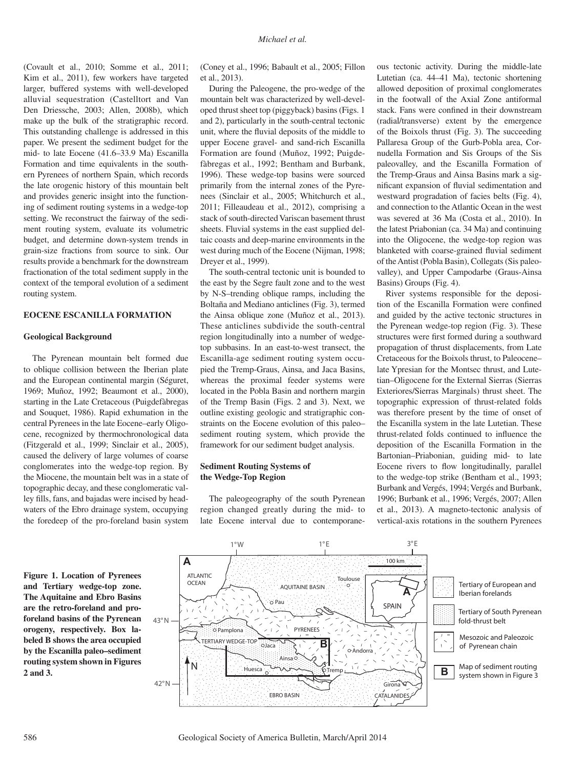(Covault et al., 2010; Somme et al., 2011; Kim et al., 2011), few workers have targeted larger, buffered systems with well-developed alluvial sequestration (Castelltort and Van Den Driessche, 2003; Allen, 2008b), which make up the bulk of the stratigraphic record. This outstanding challenge is addressed in this paper. We present the sediment budget for the mid- to late Eocene (41.6–33.9 Ma) Escanilla Formation and time equivalents in the southern Pyrenees of northern Spain, which records the late orogenic history of this mountain belt and provides generic insight into the functioning of sediment routing systems in a wedge-top setting. We reconstruct the fairway of the sediment routing system, evaluate its volumetric budget, and determine down-system trends in grain-size fractions from source to sink. Our results provide a benchmark for the downstream fractionation of the total sediment supply in the context of the temporal evolution of a sediment routing system.

## EOCENE ESCANILLA FORMATION

### Geological Background

The Pyrenean mountain belt formed due to oblique collision between the Iberian plate and the European continental margin (Séguret, 1969; Muñoz, 1992; Beaumont et al., 2000), starting in the Late Cretaceous (Puigdefàbregas and Souquet, 1986). Rapid exhumation in the central Pyrenees in the late Eocene–early Oligocene, recognized by thermochronological data (Fitzgerald et al., 1999; Sinclair et al., 2005), caused the delivery of large volumes of coarse conglomerates into the wedge-top region. By the Miocene, the mountain belt was in a state of topographic decay, and these conglomeratic valley fills, fans, and bajadas were incised by headwaters of the Ebro drainage system, occupying the foredeep of the pro-foreland basin system (Coney et al., 1996; Babault et al., 2005; Fillon et al., 2013).

During the Paleogene, the pro-wedge of the mountain belt was characterized by well-developed thrust sheet top (piggyback) basins (Figs. 1 and 2), particularly in the south-central tectonic unit, where the fluvial deposits of the middle to upper Eocene gravel- and sand-rich Escanilla Formation are found (Muñoz, 1992; Puigdefàbregas et al., 1992; Bentham and Burbank, 1996). These wedge-top basins were sourced primarily from the internal zones of the Pyrenees (Sinclair et al., 2005; Whitchurch et al., 2011; Filleaudeau et al., 2012), comprising a stack of south-directed Variscan basement thrust sheets. Fluvial systems in the east supplied deltaic coasts and deep-marine environments in the west during much of the Eocene (Nijman, 1998; Dreyer et al., 1999).

The south-central tectonic unit is bounded to the east by the Segre fault zone and to the west by N-S–trending oblique ramps, including the Boltaña and Mediano anticlines (Fig. 3), termed the Ainsa oblique zone (Muñoz et al., 2013). These anticlines subdivide the south-central region longitudinally into a number of wedge-top subbasins. In an east-to-west transect, the Escanilla-age sediment routing system occupied the Tremp-Graus, Ainsa, and Jaca Basins, whereas the proximal feeder systems were located in the Pobla Basin and northern margin of the Tremp Basin (Figs. 2 and 3). Next, we outline existing geologic and stratigraphic constraints on the Eocene evolution of this paleo–sediment routing system, which provide the framework for our sediment budget analysis.

### Sediment Routing Systems of the Wedge-Top Region

The paleogeography of the south Pyrenean region changed greatly during the mid- to late Eocene interval due to contemporaneous tectonic activity. During the middle-late Lutetian (ca. 44–41 Ma), tectonic shortening allowed deposition of proximal conglomerates in the footwall of the Axial Zone antiformal stack. Fans were confined in their downstream (radial/transverse) extent by the emergence of the Boixols thrust (Fig. 3). The succeeding Pallaresa Group of the Gurb-Pobla area, Cornudella Formation and Sis Groups of the Sis paleovalley, and the Escanilla Formation of the Tremp-Graus and Ainsa Basins mark a significant expansion of fluvial sedimentation and westward progradation of facies belts (Fig. 4), and connection to the Atlantic Ocean in the west was severed at 36 Ma (Costa et al., 2010). In the latest Priabonian (ca. 34 Ma) and continuing into the Oligocene, the wedge-top region was blanketed with coarse-grained fluvial sediment of the Antist (Pobla Basin), Collegats (Sis paleovalley), and Upper Campodarbe (Graus-Ainsa Basins) Groups (Fig. 4).

River systems responsible for the deposition of the Escanilla Formation were confined and guided by the active tectonic structures in the Pyrenean wedge-top region (Fig. 3). These structures were first formed during a southward propagation of thrust displacements, from Late Cretaceous for the Boixols thrust, to Paleocene–late Ypresian for the Montsec thrust, and Lutetian–Oligocene for the External Sierras (Sierras Exteriores/Sierras Marginals) thrust sheet. The topographic expression of thrust-related folds was therefore present by the time of onset of the Escanilla system in the late Lutetian. These thrust-related folds continued to influence the deposition of the Escanilla Formation in the Bartonian–Priabonian, guiding mid- to late Eocene rivers to flow longitudinally, parallel to the wedge-top strike (Bentham et al., 1993; Burbank and Vergés, 1994; Vergés and Burbank, 1996; Burbank et al., 1996; Vergés, 2007; Allen et al., 2013). A magneto-tectonic analysis of vertical-axis rotations in the southern Pyrenees

**Figure 1. Location of Pyrenees and Tertiary wedge-top zone. The Aquitaine and Ebro Basins are the retro-foreland and pro-foreland basins of the Pyrenean orogeny, respectively. Box labeled B shows the area occupied by the Escanilla paleo–sediment routing system shown in Figures 2 and 3.**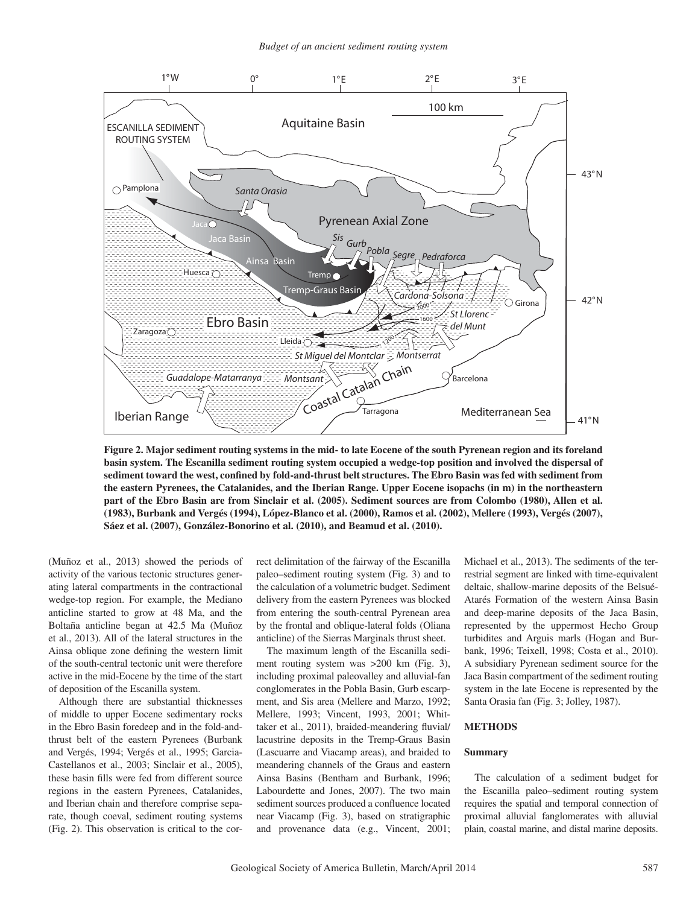**Figure 2. Major sediment routing systems in the mid- to late Eocene of the south Pyrenean region and its foreland basin system. The Escanilla sediment routing system occupied a wedge-top position and involved the dispersal of sediment toward the west, confined by fold-and-thrust belt structures. The Ebro Basin was fed with sediment from the eastern Pyrenees, the Catalanides, and the Iberian Range. Upper Eocene isopachs (in m) in the northeastern part of the Ebro Basin are from Sinclair et al. (2005). Sediment sources are from Colombo (1980), Allen et al. (1983), Burbank and Vergés (1994), López-Blanco et al. (2000), Ramos et al. (2002), Mellere (1993), Vergés (2007), Sáez et al. (2007), González-Bonorino et al. (2010), and Beamud et al. (2010).**

(Muñoz et al., 2013) showed the periods of activity of the various tectonic structures generating lateral compartments in the contractional wedge-top region. For example, the Mediano anticline started to grow at 48 Ma, and the Boltaña anticline began at 42.5 Ma (Muñoz et al., 2013). All of the lateral structures in the Ainsa oblique zone defining the western limit of the south-central tectonic unit were therefore active in the mid-Eocene by the time of the start of deposition of the Escanilla system.

Although there are substantial thicknesses of middle to upper Eocene sedimentary rocks in the Ebro Basin foredeep and in the fold-and-thrust belt of the eastern Pyrenees (Burbank and Vergés, 1994; Vergés et al., 1995; Garcia-Castellanos et al., 2003; Sinclair et al., 2005), these basin fills were fed from different source regions in the eastern Pyrenees, Catalanides, and Iberian chain and therefore comprise separate, though coeval, sediment routing systems (Fig. 2). This observation is critical to the correct delimitation of the fairway of the Escanilla paleo–sediment routing system (Fig. 3) and to the calculation of a volumetric budget. Sediment delivery from the eastern Pyrenees was blocked from entering the south-central Pyrenean area by the frontal and oblique-lateral folds (Oliana anticline) of the Sierras Marginals thrust sheet.

The maximum length of the Escanilla sediment routing system was >200 km (Fig. 3), including proximal paleovalley and alluvial-fan conglomerates in the Pobla Basin, Gurb escarpment, and Sis area (Mellere and Marzo, 1992; Mellere, 1993; Vincent, 1993, 2001; Whittaker et al., 2011), braided-meandering fluvial/lacustrine deposits in the Tremp-Graus Basin (Lascuarre and Viacamp areas), and braided to meandering channels of the Graus and eastern Ainsa Basins (Bentham and Burbank, 1996; Labourdette and Jones, 2007). The two main sediment sources produced a confluence located near Viacamp (Fig. 3), based on stratigraphic and provenance data (e.g., Vincent, 2001; Michael et al., 2013). The sediments of the terrestrial segment are linked with time-equivalent deltaic, shallow-marine deposits of the Belsué-Atarés Formation of the western Ainsa Basin and deep-marine deposits of the Jaca Basin, represented by the uppermost Hecho Group turbidites and Arguis marls (Hogan and Burbank, 1996; Teixell, 1998; Costa et al., 2010). A subsidiary Pyrenean sediment source for the Jaca Basin compartment of the sediment routing system in the late Eocene is represented by the Santa Orasia fan (Fig. 3; Jolley, 1987).

## METHODS

### Summary

The calculation of a sediment budget for the Escanilla paleo–sediment routing system requires the spatial and temporal connection of proximal alluvial fanglomerates with alluvial plain, coastal marine, and distal marine deposits.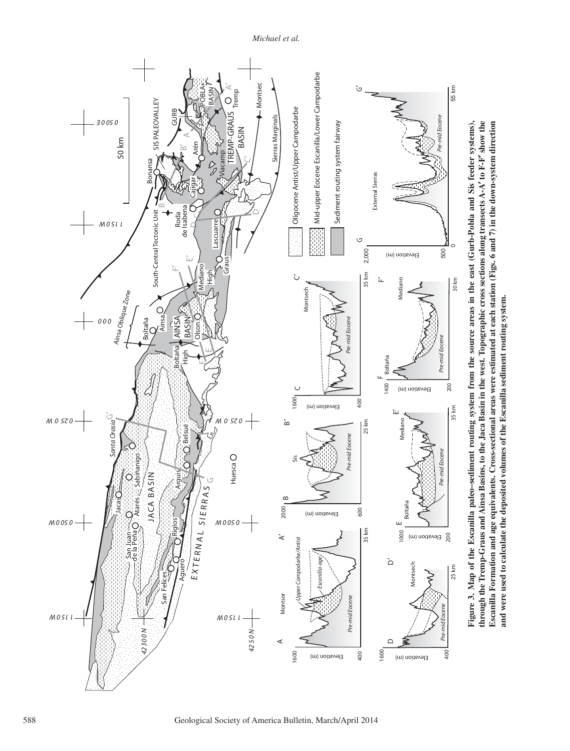**Figure 3. Map of the Escanilla paleo–sediment routing system from the source areas in the east (Gurb-Pobla and Sis feeder systems), through the Tremp-Graus and Ainsa Basins, to the Jaca Basin in the west. Topographic cross sections along transects A-A′ to F-F′ show the Escanilla Formation and age equivalents. Cross-sectional areas were estimated at each station (Figs. 6 and 7) in the down-system direction and were used to calculate the deposited volumes of the Escanilla sediment routing system.**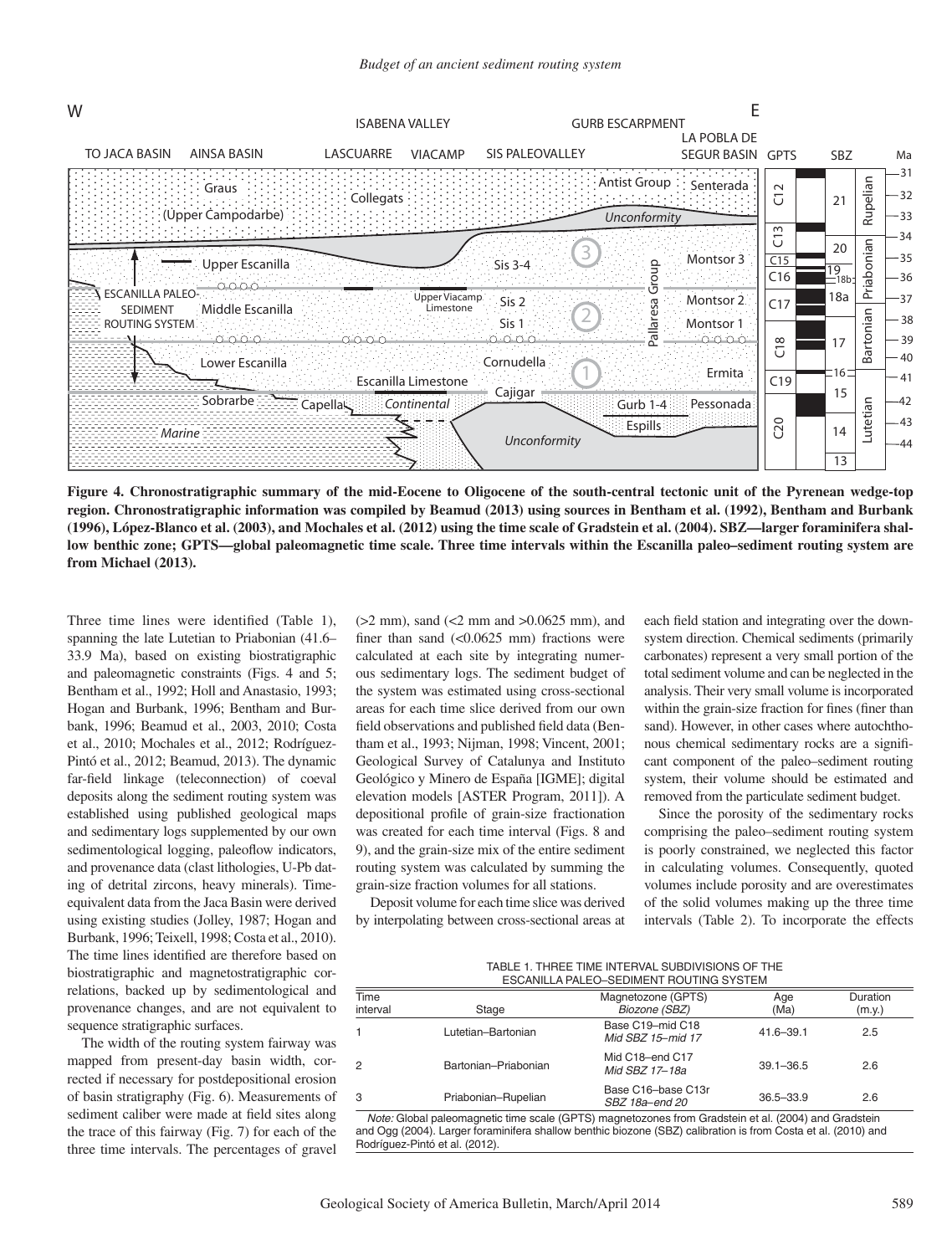Figure 4. Chronostratigraphic summary of the mid-Eocene to Oligocene of the south-central tectonic unit of the Pyrenean wedge-top region. Chronostratigraphic information was compiled by Beamud (2013) using sources in Bentham et al. (1992), Bentham and Burbank (1996), López-Blanco et al. (2003), and Mochales et al. (2012) using the time scale of Gradstein et al. (2004). SBZ—larger foraminifera shallow benthic zone; GPTS—global paleomagnetic time scale. Three time intervals within the Escanilla paleo–sediment routing system are from Michael (2013).

Three time lines were identified (Table 1), spanning the late Lutetian to Priabonian (41.6–33.9 Ma), based on existing biostratigraphic and paleomagnetic constraints (Figs. 4 and 5; Bentham et al., 1992; Holl and Anastasio, 1993; Hogan and Burbank, 1996; Bentham and Burbank, 1996; Beamud et al., 2003, 2010; Costa et al., 2010; Mochales et al., 2012; Rodríguez-Pintó et al., 2012; Beamud, 2013). The dynamic far-field linkage (teleconnection) of coeval deposits along the sediment routing system was established using published geological maps and sedimentary logs supplemented by our own sedimentological logging, paleoflow indicators, and provenance data (clast lithologies, U-Pb dating of detrital zircons, heavy minerals). Time-equivalent data from the Jaca Basin were derived using existing studies (Jolley, 1987; Hogan and Burbank, 1996; Teixell, 1998; Costa et al., 2010). The time lines identified are therefore based on biostratigraphic and magnetostratigraphic correlations, backed up by sedimentological and provenance changes, and are not equivalent to sequence stratigraphic surfaces.

The width of the routing system fairway was mapped from present-day basin width, corrected if necessary for postdepositional erosion of basin stratigraphy (Fig. 6). Measurements of sediment caliber were made at field sites along the trace of this fairway (Fig. 7) for each of the three time intervals. The percentages of gravel (>2 mm), sand (<2 mm and >0.0625 mm), and finer than sand (<0.0625 mm) fractions were calculated at each site by integrating numerous sedimentary logs. The sediment budget of the system was estimated using cross-sectional areas for each time slice derived from our own field observations and published field data (Bentham et al., 1993; Nijman, 1998; Vincent, 2001; Geological Survey of Catalunya and Instituto Geológico y Minero de España [IGME]; digital elevation models [ASTER Program, 2011]). A depositional profile of grain-size fractionation was created for each time interval (Figs. 8 and 9), and the grain-size mix of the entire sediment routing system was calculated by summing the grain-size fraction volumes for all stations.

Deposit volume for each time slice was derived by interpolating between cross-sectional areas at each field station and integrating over the down-system direction. Chemical sediments (primarily carbonates) represent a very small portion of the total sediment volume and can be neglected in the analysis. Their very small volume is incorporated within the grain-size fraction for fines (finer than sand). However, in other cases where autochthonous chemical sedimentary rocks are a significant component of the paleo–sediment routing system, their volume should be estimated and removed from the particulate sediment budget.

Since the porosity of the sedimentary rocks comprising the paleo–sediment routing system is poorly constrained, we neglected this factor in calculating volumes. Consequently, quoted volumes include porosity and are overestimates of the solid volumes making up the three time intervals (Table 2). To incorporate the effects

TABLE 1. THREE TIME INTERVAL SUBDIVISIONS OF THE ESCANILLA PALEO–SEDIMENT ROUTING SYSTEM

| Time interval | Stage | Magnetozone (GPTS) *Biozone (SBZ)* | Age (Ma) | Duration (m.y.) |
|---|---|---|---|---|
| 1 | Lutetian–Bartonian | Base C19–mid C18 *Mid SBZ 15–mid 17* | 41.6–39.1 | 2.5 |
| 2 | Bartonian–Priabonian | Mid C18–end C17 *Mid SBZ 17–18a* | 39.1–36.5 | 2.6 |
| 3 | Priabonian–Rupelian | Base C16–base C13r *SBZ 18a–end 20* | 36.5–33.9 | 2.6 |

*Note:* Global paleomagnetic time scale (GPTS) magnetozones from Gradstein et al. (2004) and Gradstein and Ogg (2004). Larger foraminifera shallow benthic biozone (SBZ) calibration is from Costa et al. (2010) and Rodríguez-Pintó et al. (2012).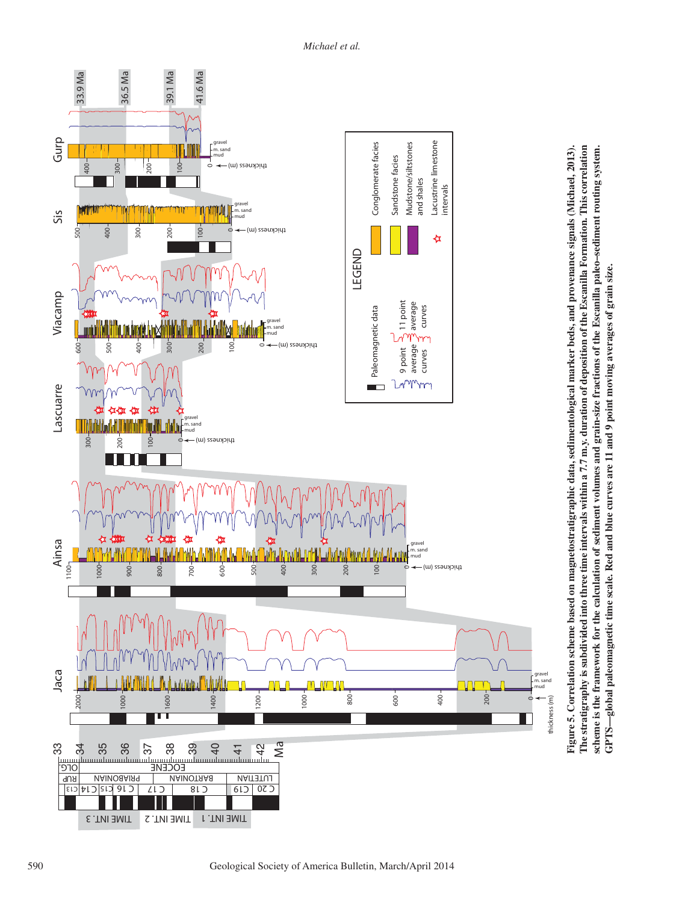**Figure 5. Correlation scheme based on magnetostratigraphic data, sedimentological marker beds, and provenance signals (Michael, 2013). The stratigraphy is subdivided into three time intervals within a 7.7 m.y. duration of deposition of the Escanilla Formation. This correlation scheme is the framework for the calculation of sediment volumes and grain-size fractions of the Escanilla paleo–sediment routing system. GPTS—global paleomagnetic time scale. Red and blue curves are 11 and 9 point moving averages of grain size.**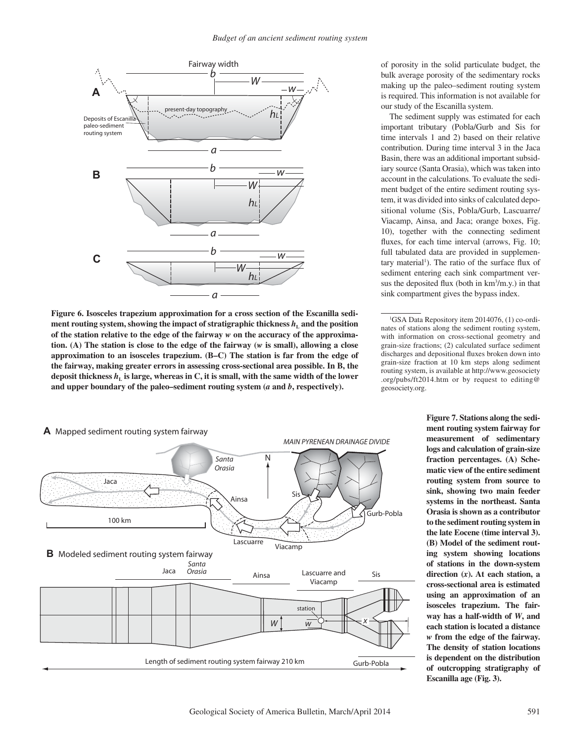Figure 6. Isosceles trapezium approximation for a cross section of the Escanilla sediment routing system, showing the impact of stratigraphic thickness $h_L$ and the position of the station relative to the edge of the fairway *w* on the accuracy of the approximation. (A) The station is close to the edge of the fairway (*w* is small), allowing a close approximation to an isosceles trapezium. (B–C) The station is far from the edge of the fairway, making greater errors in assessing cross-sectional area possible. In B, the deposit thickness $h_L$ is large, whereas in C, it is small, with the same width of the lower and upper boundary of the paleo–sediment routing system (*a* and *b*, respectively).

of porosity in the solid particulate budget, the bulk average porosity of the sedimentary rocks making up the paleo–sediment routing system is required. This information is not available for our study of the Escanilla system.

The sediment supply was estimated for each important tributary (Pobla/Gurb and Sis for time intervals 1 and 2) based on their relative contribution. During time interval 3 in the Jaca Basin, there was an additional important subsidiary source (Santa Orasia), which was taken into account in the calculations. To evaluate the sediment budget of the entire sediment routing system, it was divided into sinks of calculated depositional volume (Sis, Pobla/Gurb, Lascuarre/Viacamp, Ainsa, and Jaca; orange boxes, Fig. 10), together with the connecting sediment fluxes, for each time interval (arrows, Fig. 10; full tabulated data are provided in supplementary material[1]). The ratio of the surface flux of sediment entering each sink compartment versus the deposited flux (both in $km^3/m.y.$) in that sink compartment gives the bypass index.

[1]GSA Data Repository item 2014076, (1) co-ordinates of stations along the sediment routing system, with information on cross-sectional geometry and grain-size fractions; (2) calculated surface sediment discharges and depositional fluxes broken down into grain-size fraction at 10 km steps along sediment routing system, is available at http://www.geosociety.org/pubs/ft2014.htm or by request to editing@geosociety.org.

Figure 7. Stations along the sediment routing system fairway for measurement of sedimentary logs and calculation of grain-size fraction percentages. (A) Schematic view of the entire sediment routing system from source to sink, showing two main feeder systems in the northeast. Santa Orasia is shown as a contributor to the sediment routing system in the late Eocene (time interval 3). (B) Model of the sediment routing system showing locations of stations in the down-system direction (*x*). At each station, a cross-sectional area is estimated using an approximation of an isosceles trapezium. The fairway has a half-width of *W*, and each station is located a distance *w* from the edge of the fairway. The density of station locations is dependent on the distribution of outcropping stratigraphy of Escanilla age (Fig. 3).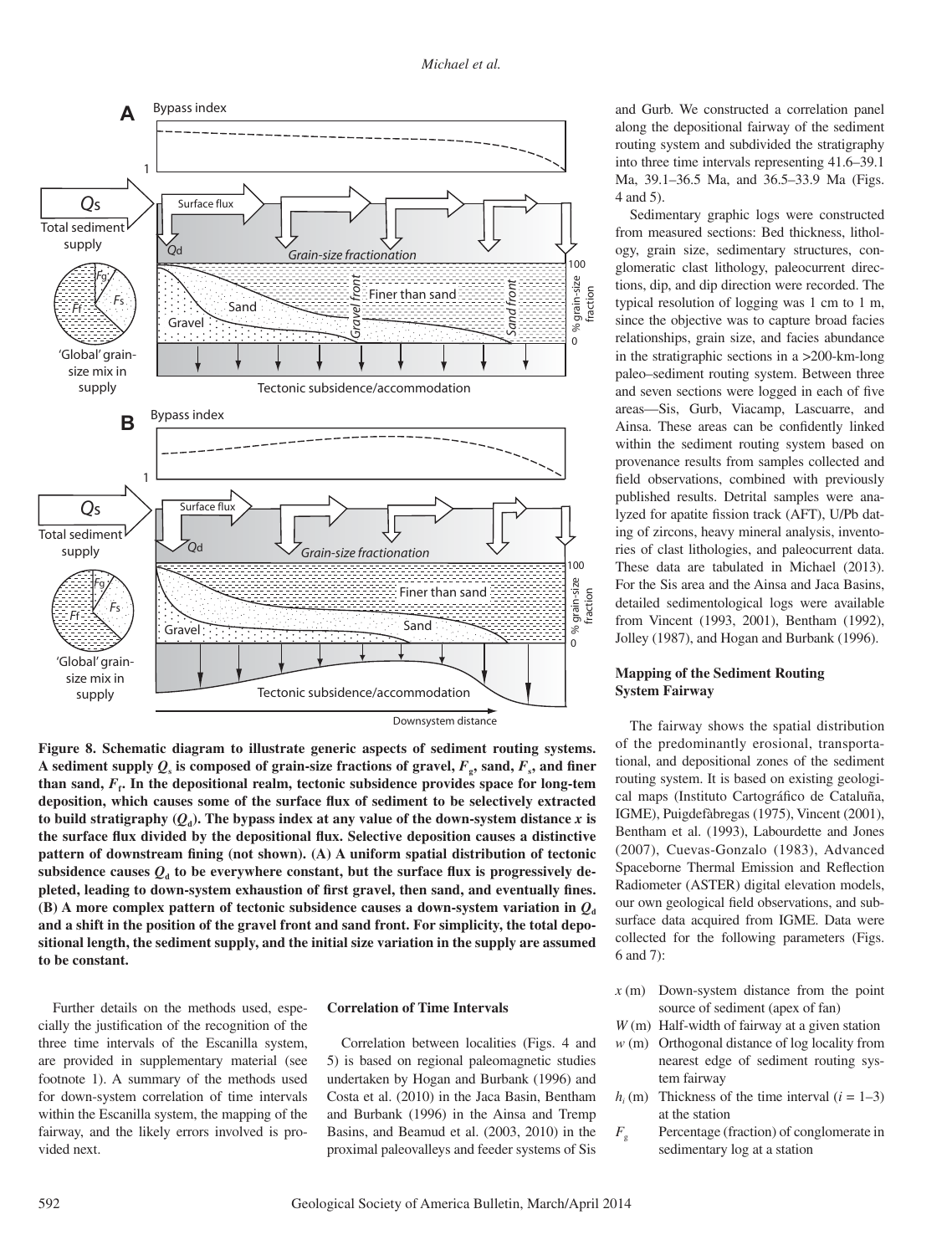**Figure 8. Schematic diagram to illustrate generic aspects of sediment routing systems. A sediment supply $Q_s$ is composed of grain-size fractions of gravel, $F_g$, sand, $F_s$, and finer than sand, $F_f$. In the depositional realm, tectonic subsidence provides space for long-tem deposition, which causes some of the surface flux of sediment to be selectively extracted to build stratigraphy ($Q_d$). The bypass index at any value of the down-system distance $x$ is the surface flux divided by the depositional flux. Selective deposition causes a distinctive pattern of downstream fining (not shown). (A) A uniform spatial distribution of tectonic subsidence causes $Q_d$ to be everywhere constant, but the surface flux is progressively depleted, leading to down-system exhaustion of first gravel, then sand, and eventually fines. (B) A more complex pattern of tectonic subsidence causes a down-system variation in $Q_d$ and a shift in the position of the gravel front and sand front. For simplicity, the total depositional length, the sediment supply, and the initial size variation in the supply are assumed to be constant.**

Further details on the methods used, especially the justification of the recognition of the three time intervals of the Escanilla system, are provided in supplementary material (see footnote 1). A summary of the methods used for down-system correlation of time intervals within the Escanilla system, the mapping of the fairway, and the likely errors involved is provided next.

### Correlation of Time Intervals

Correlation between localities (Figs. 4 and 5) is based on regional paleomagnetic studies undertaken by Hogan and Burbank (1996) and Costa et al. (2010) in the Jaca Basin, Bentham and Burbank (1996) in the Ainsa and Tremp Basins, and Beamud et al. (2003, 2010) in the proximal paleovalleys and feeder systems of Sis and Gurb. We constructed a correlation panel along the depositional fairway of the sediment routing system and subdivided the stratigraphy into three time intervals representing 41.6–39.1 Ma, 39.1–36.5 Ma, and 36.5–33.9 Ma (Figs. 4 and 5).

Sedimentary graphic logs were constructed from measured sections: Bed thickness, lithology, grain size, sedimentary structures, conglomeratic clast lithology, paleocurrent directions, dip, and dip direction were recorded. The typical resolution of logging was 1 cm to 1 m, since the objective was to capture broad facies relationships, grain size, and facies abundance in the stratigraphic sections in a >200-km-long paleo–sediment routing system. Between three and seven sections were logged in each of five areas—Sis, Gurb, Viacamp, Lascuarre, and Ainsa. These areas can be confidently linked within the sediment routing system based on provenance results from samples collected and field observations, combined with previously published results. Detrital samples were analyzed for apatite fission track (AFT), U/Pb dating of zircons, heavy mineral analysis, inventories of clast lithologies, and paleocurrent data. These data are tabulated in Michael (2013). For the Sis area and the Ainsa and Jaca Basins, detailed sedimentological logs were available from Vincent (1993, 2001), Bentham (1992), Jolley (1987), and Hogan and Burbank (1996).

### Mapping of the Sediment Routing System Fairway

The fairway shows the spatial distribution of the predominantly erosional, transportational, and depositional zones of the sediment routing system. It is based on existing geological maps (Instituto Cartográfico de Cataluña, IGME), Puigdefàbregas (1975), Vincent (2001), Bentham et al. (1993), Labourdette and Jones (2007), Cuevas-Gonzalo (1983), Advanced Spaceborne Thermal Emission and Reflection Radiometer (ASTER) digital elevation models, our own geological field observations, and subsurface data acquired from IGME. Data were collected for the following parameters (Figs. 6 and 7):

- $x$ (m) Down-system distance from the point source of sediment (apex of fan)
- $W$ (m) Half-width of fairway at a given station
- $w$ (m) Orthogonal distance of log locality from nearest edge of sediment routing system fairway
- $h_i$ (m) Thickness of the time interval ($i = 1–3$) at the station
- $F_g$ Percentage (fraction) of conglomerate in sedimentary log at a station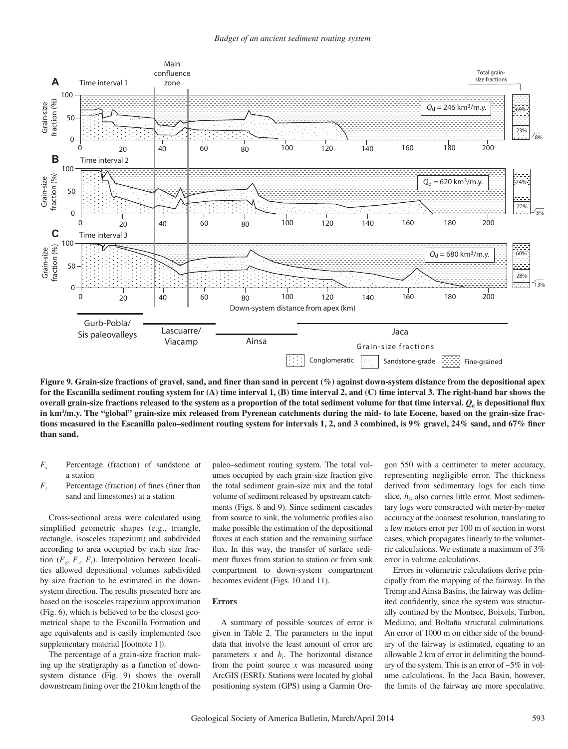Figure 9. Grain-size fractions of gravel, sand, and finer than sand in percent (%) against down-system distance from the depositional apex for the Escanilla sediment routing system for (A) time interval 1, (B) time interval 2, and (C) time interval 3. The right-hand bar shows the overall grain-size fractions released to the system as a proportion of the total sediment volume for that time interval. $Q_d$ is depositional flux in km$^3$/m.y. The "global" grain-size mix released from Pyrenean catchments during the mid- to late Eocene, based on the grain-size fractions measured in the Escanilla paleo–sediment routing system for intervals 1, 2, and 3 combined, is 9% gravel, 24% sand, and 67% finer than sand.

$F_s$ Percentage (fraction) of sandstone at a station

$F_f$ Percentage (fraction) of fines (finer than sand and limestones) at a station

Cross-sectional areas were calculated using simplified geometric shapes (e.g., triangle, rectangle, isosceles trapezium) and subdivided according to area occupied by each size fraction ($F_g$, $F_s$, $F_f$). Interpolation between localities allowed depositional volumes subdivided by size fraction to be estimated in the down-system direction. The results presented here are based on the isosceles trapezium approximation (Fig. 6), which is believed to be the closest geometrical shape to the Escanilla Formation and age equivalents and is easily implemented (see supplementary material [footnote 1]).

The percentage of a grain-size fraction making up the stratigraphy as a function of down-system distance (Fig. 9) shows the overall downstream fining over the 210 km length of the paleo–sediment routing system. The total volumes occupied by each grain-size fraction give the total sediment grain-size mix and the total volume of sediment released by upstream catchments (Figs. 8 and 9). Since sediment cascades from source to sink, the volumetric profiles also make possible the estimation of the depositional fluxes at each station and the remaining surface flux. In this way, the transfer of surface sediment fluxes from station to station or from sink compartment to down-system compartment becomes evident (Figs. 10 and 11).

## Errors

A summary of possible sources of error is given in Table 2. The parameters in the input data that involve the least amount of error are parameters $x$ and $h_i$. The horizontal distance from the point source $x$ was measured using ArcGIS (ESRI). Stations were located by global positioning system (GPS) using a Garmin Oregon 550 with a centimeter to meter accuracy, representing negligible error. The thickness derived from sedimentary logs for each time slice, $h_i$, also carries little error. Most sedimentary logs were constructed with meter-by-meter accuracy at the coarsest resolution, translating to a few meters error per 100 m of section in worst cases, which propagates linearly to the volumetric calculations. We estimate a maximum of 3% error in volume calculations.

Errors in volumetric calculations derive principally from the mapping of the fairway. In the Tremp and Ainsa Basins, the fairway was delimited confidently, since the system was structurally confined by the Montsec, Boixols, Turbon, Mediano, and Boltaña structural culminations. An error of 1000 m on either side of the boundary of the fairway is estimated, equating to an allowable 2 km of error in delimiting the boundary of the system. This is an error of ~5% in volume calculations. In the Jaca Basin, however, the limits of the fairway are more speculative.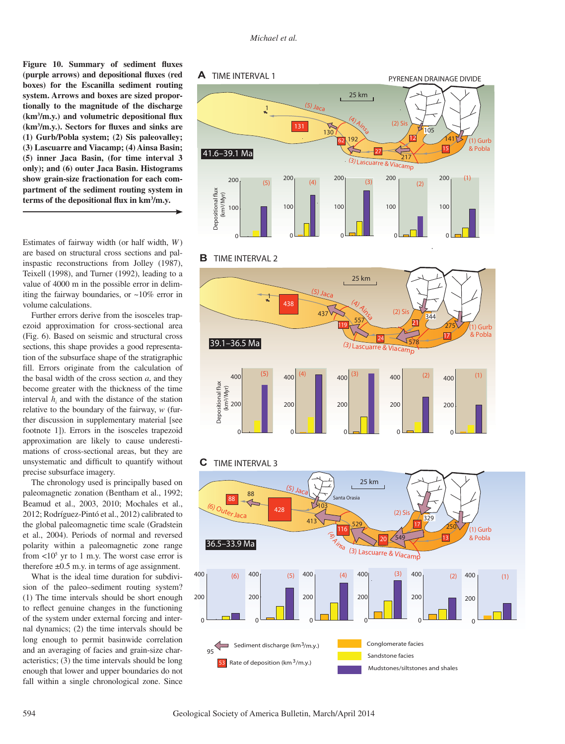**Figure 10. Summary of sediment fluxes (purple arrows) and depositional fluxes (red boxes) for the Escanilla sediment routing system. Arrows and boxes are sized proportionally to the magnitude of the discharge (km³/m.y.) and volumetric depositional flux (km³/m.y.). Sectors for fluxes and sinks are (1) Gurb/Pobla system; (2) Sis paleovalley; (3) Lascuarre and Viacamp; (4) Ainsa Basin; (5) inner Jaca Basin, (for time interval 3 only); and (6) outer Jaca Basin. Histograms show grain-size fractionation for each compartment of the sediment routing system in terms of the depositional flux in km³/m.y.**

Estimates of fairway width (or half width, $W$) are based on structural cross sections and palinspastic reconstructions from Jolley (1987), Teixell (1998), and Turner (1992), leading to a value of 4000 m in the possible error in delimiting the fairway boundaries, or ~10% error in volume calculations.

Further errors derive from the isosceles trapezoid approximation for cross-sectional area (Fig. 6). Based on seismic and structural cross sections, this shape provides a good representation of the subsurface shape of the stratigraphic fill. Errors originate from the calculation of the basal width of the cross section $a$, and they become greater with the thickness of the time interval $h_i$ and with the distance of the station relative to the boundary of the fairway, $w$ (further discussion in supplementary material [see footnote 1]). Errors in the isosceles trapezoid approximation are likely to cause underestimations of cross-sectional areas, but they are unsystematic and difficult to quantify without precise subsurface imagery.

The chronology used is principally based on paleomagnetic zonation (Bentham et al., 1992; Beamud et al., 2003, 2010; Mochales et al., 2012; Rodríguez-Pintó et al., 2012) calibrated to the global paleomagnetic time scale (Gradstein et al., 2004). Periods of normal and reversed polarity within a paleomagnetic zone range from <10⁵ yr to 1 m.y. The worst case error is therefore ±0.5 m.y. in terms of age assignment.

What is the ideal time duration for subdivision of the paleo–sediment routing system? (1) The time intervals should be short enough to reflect genuine changes in the functioning of the system under external forcing and internal dynamics; (2) the time intervals should be long enough to permit basinwide correlation and an averaging of facies and grain-size characteristics; (3) the time intervals should be long enough that lower and upper boundaries do not fall within a single chronological zone. Since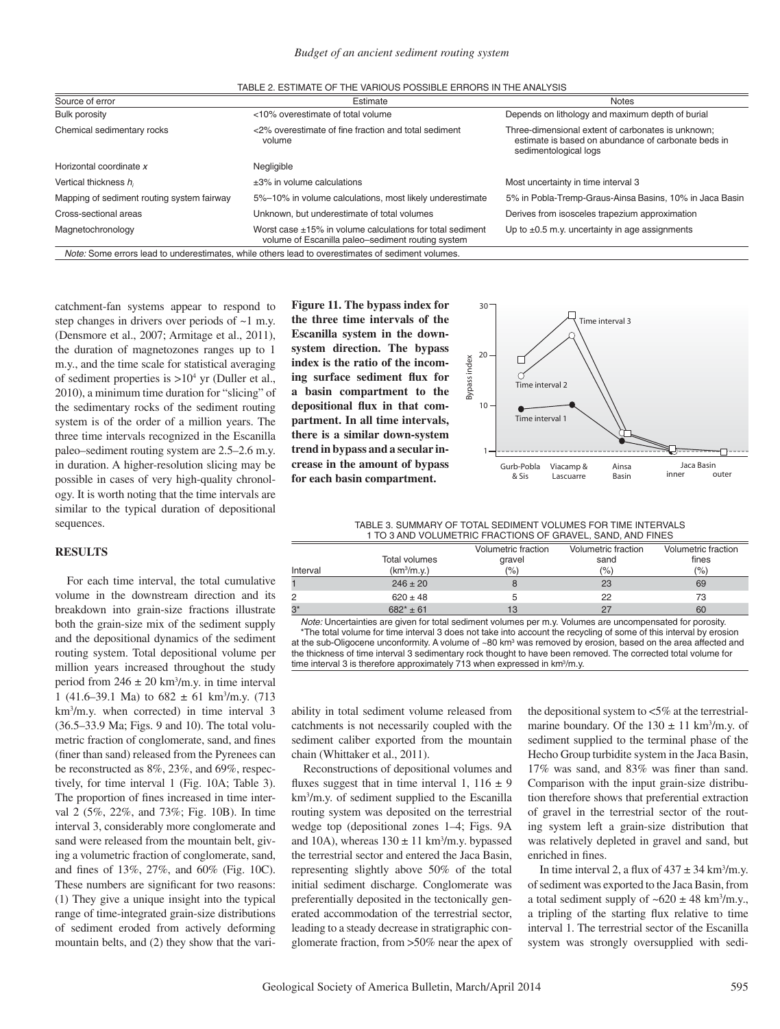TABLE 2. ESTIMATE OF THE VARIOUS POSSIBLE ERRORS IN THE ANALYSIS

| Source of error | Estimate | Notes |
|---|---|---|
| Bulk porosity | <10% overestimate of total volume | Depends on lithology and maximum depth of burial |
| Chemical sedimentary rocks | <2% overestimate of fine fraction and total sediment volume | Three-dimensional extent of carbonates is unknown; estimate is based on abundance of carbonate beds in sedimentological logs |
| Horizontal coordinate $x$ | Negligible | |
| Vertical thickness $h_i$ | ±3% in volume calculations | Most uncertainty in time interval 3 |
| Mapping of sediment routing system fairway | 5%–10% in volume calculations, most likely underestimate | 5% in Pobla-Tremp-Graus-Ainsa Basins, 10% in Jaca Basin |
| Cross-sectional areas | Unknown, but underestimate of total volumes | Derives from isosceles trapezium approximation |
| Magnetochronology | Worst case ±15% in volume calculations for total sediment volume of Escanilla paleo–sediment routing system | Up to ±0.5 m.y. uncertainty in age assignments |

*Note:* Some errors lead to underestimates, while others lead to overestimates of sediment volumes.

catchment-fan systems appear to respond to step changes in drivers over periods of ~1 m.y. (Densmore et al., 2007; Armitage et al., 2011), the duration of magnetozones ranges up to 1 m.y., and the time scale for statistical averaging of sediment properties is $>10^4$ yr (Duller et al., 2010), a minimum time duration for "slicing" of the sedimentary rocks of the sediment routing system is of the order of a million years. The three time intervals recognized in the Escanilla paleo–sediment routing system are 2.5–2.6 m.y. in duration. A higher-resolution slicing may be possible in cases of very high-quality chronology. It is worth noting that the time intervals are similar to the typical duration of depositional sequences.

**Figure 11. The bypass index for the three time intervals of the Escanilla system in the down-system direction. The bypass index is the ratio of the incoming surface sediment flux for a basin compartment to the depositional flux in that compartment. In all time intervals, there is a similar down-system trend in bypass and a secular increase in the amount of bypass for each basin compartment.**

## RESULTS

For each time interval, the total cumulative volume in the downstream direction and its breakdown into grain-size fractions illustrate both the grain-size mix of the sediment supply and the depositional dynamics of the sediment routing system. Total depositional volume per million years increased throughout the study period from 246 ± 20 km$^3$/m.y. in time interval 1 (41.6–39.1 Ma) to 682 ± 61 km$^3$/m.y. (713 km$^3$/m.y. when corrected) in time interval 3 (36.5–33.9 Ma; Figs. 9 and 10). The total volumetric fraction of conglomerate, sand, and fines (finer than sand) released from the Pyrenees can be reconstructed as 8%, 23%, and 69%, respectively, for time interval 1 (Fig. 10A; Table 3). The proportion of fines increased in time interval 2 (5%, 22%, and 73%; Fig. 10B). In time interval 3, considerably more conglomerate and sand were released from the mountain belt, giving a volumetric fraction of conglomerate, sand, and fines of 13%, 27%, and 60% (Fig. 10C). These numbers are significant for two reasons: (1) They give a unique insight into the typical range of time-integrated grain-size distributions of sediment eroded from actively deforming mountain belts, and (2) they show that the variability in total sediment volume released from catchments is not necessarily coupled with the sediment caliber exported from the mountain chain (Whittaker et al., 2011).

TABLE 3. SUMMARY OF TOTAL SEDIMENT VOLUMES FOR TIME INTERVALS 1 TO 3 AND VOLUMETRIC FRACTIONS OF GRAVEL, SAND, AND FINES

| Interval | Total volumes (km$^3$/m.y.) | Volumetric fraction gravel (%) | Volumetric fraction sand (%) | Volumetric fraction fines (%) |
|---|---|---|---|---|
| 1 | 246 ± 20 | 8 | 23 | 69 |
| 2 | 620 ± 48 | 5 | 22 | 73 |
| 3* | 682* ± 61 | 13 | 27 | 60 |

*Note:* Uncertainties are given for total sediment volumes per m.y. Volumes are uncompensated for porosity.
*The total volume for time interval 3 does not take into account the recycling of some of this interval by erosion at the sub-Oligocene unconformity. A volume of ~80 km$^3$ was removed by erosion, based on the area affected and the thickness of time interval 3 sedimentary rock thought to have been removed. The corrected total volume for time interval 3 is therefore approximately 713 when expressed in km$^3$/m.y.

Reconstructions of depositional volumes and fluxes suggest that in time interval 1, 116 ± 9 km$^3$/m.y. of sediment supplied to the Escanilla routing system was deposited on the terrestrial wedge top (depositional zones 1–4; Figs. 9A and 10A), whereas 130 ± 11 km$^3$/m.y. bypassed the terrestrial sector and entered the Jaca Basin, representing slightly above 50% of the total initial sediment discharge. Conglomerate was preferentially deposited in the tectonically generated accommodation of the terrestrial sector, leading to a steady decrease in stratigraphic conglomerate fraction, from >50% near the apex of the depositional system to <5% at the terrestrial-marine boundary. Of the 130 ± 11 km$^3$/m.y. of sediment supplied to the terminal phase of the Hecho Group turbidite system in the Jaca Basin, 17% was sand, and 83% was finer than sand. Comparison with the input grain-size distribution therefore shows that preferential extraction of gravel in the terrestrial sector of the routing system left a grain-size distribution that was relatively depleted in gravel and sand, but enriched in fines.

In time interval 2, a flux of 437 ± 34 km$^3$/m.y. of sediment was exported to the Jaca Basin, from a total sediment supply of ~620 ± 48 km$^3$/m.y., a tripling of the starting flux relative to time interval 1. The terrestrial sector of the Escanilla system was strongly oversupplied with sedi-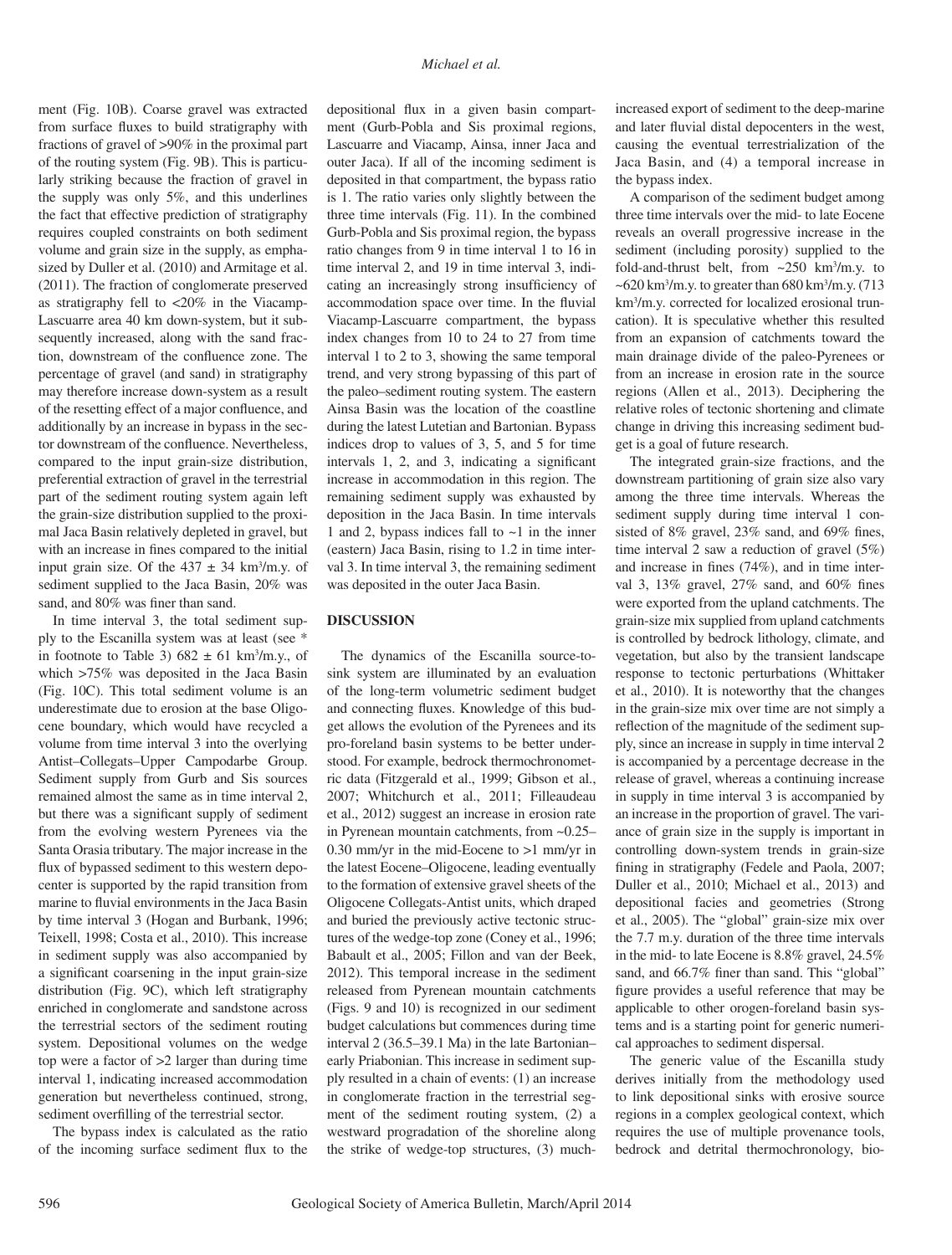ment (Fig. 10B). Coarse gravel was extracted from surface fluxes to build stratigraphy with fractions of gravel of >90% in the proximal part of the routing system (Fig. 9B). This is particularly striking because the fraction of gravel in the supply was only 5%, and this underlines the fact that effective prediction of stratigraphy requires coupled constraints on both sediment volume and grain size in the supply, as emphasized by Duller et al. (2010) and Armitage et al. (2011). The fraction of conglomerate preserved as stratigraphy fell to <20% in the Viacamp-Lascuarre area 40 km down-system, but it subsequently increased, along with the sand fraction, downstream of the confluence zone. The percentage of gravel (and sand) in stratigraphy may therefore increase down-system as a result of the resetting effect of a major confluence, and additionally by an increase in bypass in the sector downstream of the confluence. Nevertheless, compared to the input grain-size distribution, preferential extraction of gravel in the terrestrial part of the sediment routing system again left the grain-size distribution supplied to the proximal Jaca Basin relatively depleted in gravel, but with an increase in fines compared to the initial input grain size. Of the 437 ± 34 km³/m.y. of sediment supplied to the Jaca Basin, 20% was sand, and 80% was finer than sand.

In time interval 3, the total sediment supply to the Escanilla system was at least (see * in footnote to Table 3) 682 ± 61 km³/m.y., of which >75% was deposited in the Jaca Basin (Fig. 10C). This total sediment volume is an underestimate due to erosion at the base Oligocene boundary, which would have recycled a volume from time interval 3 into the overlying Antist–Collegats–Upper Campodarbe Group. Sediment supply from Gurb and Sis sources remained almost the same as in time interval 2, but there was a significant supply of sediment from the evolving western Pyrenees via the Santa Orasia tributary. The major increase in the flux of bypassed sediment to this western depocenter is supported by the rapid transition from marine to fluvial environments in the Jaca Basin by time interval 3 (Hogan and Burbank, 1996; Teixell, 1998; Costa et al., 2010). This increase in sediment supply was also accompanied by a significant coarsening in the input grain-size distribution (Fig. 9C), which left stratigraphy enriched in conglomerate and sandstone across the terrestrial sectors of the sediment routing system. Depositional volumes on the wedge top were a factor of >2 larger than during time interval 1, indicating increased accommodation generation but nevertheless continued, strong, sediment overfilling of the terrestrial sector.

The bypass index is calculated as the ratio of the incoming surface sediment flux to the depositional flux in a given basin compartment (Gurb-Pobla and Sis proximal regions, Lascuarre and Viacamp, Ainsa, inner Jaca and outer Jaca). If all of the incoming sediment is deposited in that compartment, the bypass ratio is 1. The ratio varies only slightly between the three time intervals (Fig. 11). In the combined Gurb-Pobla and Sis proximal region, the bypass ratio changes from 9 in time interval 1 to 16 in time interval 2, and 19 in time interval 3, indicating an increasingly strong insufficiency of accommodation space over time. In the fluvial Viacamp-Lascuarre compartment, the bypass index changes from 10 to 24 to 27 from time interval 1 to 2 to 3, showing the same temporal trend, and very strong bypassing of this part of the paleo–sediment routing system. The eastern Ainsa Basin was the location of the coastline during the latest Lutetian and Bartonian. Bypass indices drop to values of 3, 5, and 5 for time intervals 1, 2, and 3, indicating a significant increase in accommodation in this region. The remaining sediment supply was exhausted by deposition in the Jaca Basin. In time intervals 1 and 2, bypass indices fall to ~1 in the inner (eastern) Jaca Basin, rising to 1.2 in time interval 3. In time interval 3, the remaining sediment was deposited in the outer Jaca Basin.

## DISCUSSION

The dynamics of the Escanilla source-to-sink system are illuminated by an evaluation of the long-term volumetric sediment budget and connecting fluxes. Knowledge of this budget allows the evolution of the Pyrenees and its pro-foreland basin systems to be better understood. For example, bedrock thermochronometric data (Fitzgerald et al., 1999; Gibson et al., 2007; Whitchurch et al., 2011; Filleaudeau et al., 2012) suggest an increase in erosion rate in Pyrenean mountain catchments, from ~0.25–0.30 mm/yr in the mid-Eocene to >1 mm/yr in the latest Eocene–Oligocene, leading eventually to the formation of extensive gravel sheets of the Oligocene Collegats-Antist units, which draped and buried the previously active tectonic structures of the wedge-top zone (Coney et al., 1996; Babault et al., 2005; Fillon and van der Beek, 2012). This temporal increase in the sediment released from Pyrenean mountain catchments (Figs. 9 and 10) is recognized in our sediment budget calculations but commences during time interval 2 (36.5–39.1 Ma) in the late Bartonian–early Priabonian. This increase in sediment supply resulted in a chain of events: (1) an increase in conglomerate fraction in the terrestrial segment of the sediment routing system, (2) a westward progradation of the shoreline along the strike of wedge-top structures, (3) much-increased export of sediment to the deep-marine and later fluvial distal depocenters in the west, causing the eventual terrestrialization of the Jaca Basin, and (4) a temporal increase in the bypass index.

A comparison of the sediment budget among three time intervals over the mid- to late Eocene reveals an overall progressive increase in the sediment (including porosity) supplied to the fold-and-thrust belt, from ~250 km³/m.y. to ~620 km³/m.y. to greater than 680 km³/m.y. (713 km³/m.y. corrected for localized erosional truncation). It is speculative whether this resulted from an expansion of catchments toward the main drainage divide of the paleo-Pyrenees or from an increase in erosion rate in the source regions (Allen et al., 2013). Deciphering the relative roles of tectonic shortening and climate change in driving this increasing sediment budget is a goal of future research.

The integrated grain-size fractions, and the downstream partitioning of grain size also vary among the three time intervals. Whereas the sediment supply during time interval 1 consisted of 8% gravel, 23% sand, and 69% fines, time interval 2 saw a reduction of gravel (5%) and increase in fines (74%), and in time interval 3, 13% gravel, 27% sand, and 60% fines were exported from the upland catchments. The grain-size mix supplied from upland catchments is controlled by bedrock lithology, climate, and vegetation, but also by the transient landscape response to tectonic perturbations (Whittaker et al., 2010). It is noteworthy that the changes in the grain-size mix over time are not simply a reflection of the magnitude of the sediment supply, since an increase in supply in time interval 2 is accompanied by a percentage decrease in the release of gravel, whereas a continuing increase in supply in time interval 3 is accompanied by an increase in the proportion of gravel. The variance of grain size in the supply is important in controlling down-system trends in grain-size fining in stratigraphy (Fedele and Paola, 2007; Duller et al., 2010; Michael et al., 2013) and depositional facies and geometries (Strong et al., 2005). The "global" grain-size mix over the 7.7 m.y. duration of the three time intervals in the mid- to late Eocene is 8.8% gravel, 24.5% sand, and 66.7% finer than sand. This "global" figure provides a useful reference that may be applicable to other orogen-foreland basin systems and is a starting point for generic numerical approaches to sediment dispersal.

The generic value of the Escanilla study derives initially from the methodology used to link depositional sinks with erosive source regions in a complex geological context, which requires the use of multiple provenance tools, bedrock and detrital thermochronology, bio-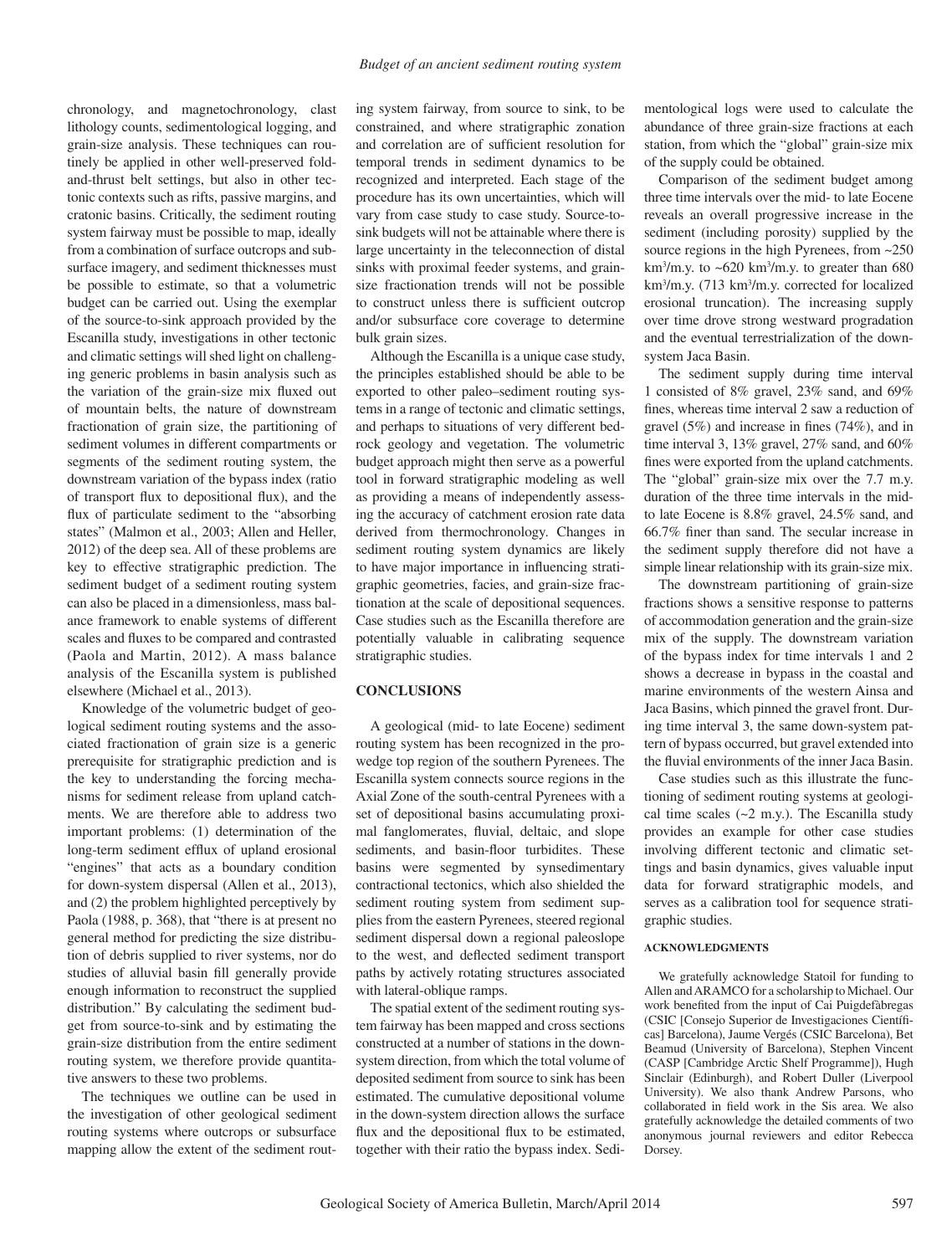chronology, and magnetochronology, clast lithology counts, sedimentological logging, and grain-size analysis. These techniques can routinely be applied in other well-preserved fold-and-thrust belt settings, but also in other tectonic contexts such as rifts, passive margins, and cratonic basins. Critically, the sediment routing system fairway must be possible to map, ideally from a combination of surface outcrops and subsurface imagery, and sediment thicknesses must be possible to estimate, so that a volumetric budget can be carried out. Using the exemplar of the source-to-sink approach provided by the Escanilla study, investigations in other tectonic and climatic settings will shed light on challenging generic problems in basin analysis such as the variation of the grain-size mix fluxed out of mountain belts, the nature of downstream fractionation of grain size, the partitioning of sediment volumes in different compartments or segments of the sediment routing system, the downstream variation of the bypass index (ratio of transport flux to depositional flux), and the flux of particulate sediment to the "absorbing states" (Malmon et al., 2003; Allen and Heller, 2012) of the deep sea. All of these problems are key to effective stratigraphic prediction. The sediment budget of a sediment routing system can also be placed in a dimensionless, mass balance framework to enable systems of different scales and fluxes to be compared and contrasted (Paola and Martin, 2012). A mass balance analysis of the Escanilla system is published elsewhere (Michael et al., 2013).

Knowledge of the volumetric budget of geological sediment routing systems and the associated fractionation of grain size is a generic prerequisite for stratigraphic prediction and is the key to understanding the forcing mechanisms for sediment release from upland catchments. We are therefore able to address two important problems: (1) determination of the long-term sediment efflux of upland erosional "engines" that acts as a boundary condition for down-system dispersal (Allen et al., 2013), and (2) the problem highlighted perceptively by Paola (1988, p. 368), that "there is at present no general method for predicting the size distribution of debris supplied to river systems, nor do studies of alluvial basin fill generally provide enough information to reconstruct the supplied distribution." By calculating the sediment budget from source-to-sink and by estimating the grain-size distribution from the entire sediment routing system, we therefore provide quantitative answers to these two problems.

The techniques we outline can be used in the investigation of other geological sediment routing systems where outcrops or subsurface mapping allow the extent of the sediment routing system fairway, from source to sink, to be constrained, and where stratigraphic zonation and correlation are of sufficient resolution for temporal trends in sediment dynamics to be recognized and interpreted. Each stage of the procedure has its own uncertainties, which will vary from case study to case study. Source-to-sink budgets will not be attainable where there is large uncertainty in the teleconnection of distal sinks with proximal feeder systems, and grain-size fractionation trends will not be possible to construct unless there is sufficient outcrop and/or subsurface core coverage to determine bulk grain sizes.

Although the Escanilla is a unique case study, the principles established should be able to be exported to other paleo–sediment routing systems in a range of tectonic and climatic settings, and perhaps to situations of very different bedrock geology and vegetation. The volumetric budget approach might then serve as a powerful tool in forward stratigraphic modeling as well as providing a means of independently assessing the accuracy of catchment erosion rate data derived from thermochronology. Changes in sediment routing system dynamics are likely to have major importance in influencing stratigraphic geometries, facies, and grain-size fractionation at the scale of depositional sequences. Case studies such as the Escanilla therefore are potentially valuable in calibrating sequence stratigraphic studies.

## CONCLUSIONS

A geological (mid- to late Eocene) sediment routing system has been recognized in the prowedge top region of the southern Pyrenees. The Escanilla system connects source regions in the Axial Zone of the south-central Pyrenees with a set of depositional basins accumulating proximal fanglomerates, fluvial, deltaic, and slope sediments, and basin-floor turbidites. These basins were segmented by synsedimentary contractional tectonics, which also shielded the sediment routing system from sediment supplies from the eastern Pyrenees, steered regional sediment dispersal down a regional paleoslope to the west, and deflected sediment transport paths by actively rotating structures associated with lateral-oblique ramps.

The spatial extent of the sediment routing system fairway has been mapped and cross sections constructed at a number of stations in the down-system direction, from which the total volume of deposited sediment from source to sink has been estimated. The cumulative depositional volume in the down-system direction allows the surface flux and the depositional flux to be estimated, together with their ratio the bypass index. Sedimentological logs were used to calculate the abundance of three grain-size fractions at each station, from which the "global" grain-size mix of the supply could be obtained.

Comparison of the sediment budget among three time intervals over the mid- to late Eocene reveals an overall progressive increase in the sediment (including porosity) supplied by the source regions in the high Pyrenees, from ~250 $km^3$/m.y. to ~620 $km^3$/m.y. to greater than 680 $km^3$/m.y. (713 $km^3$/m.y. corrected for localized erosional truncation). The increasing supply over time drove strong westward progradation and the eventual terrestrialization of the down-system Jaca Basin.

The sediment supply during time interval 1 consisted of 8% gravel, 23% sand, and 69% fines, whereas time interval 2 saw a reduction of gravel (5%) and increase in fines (74%), and in time interval 3, 13% gravel, 27% sand, and 60% fines were exported from the upland catchments. The "global" grain-size mix over the 7.7 m.y. duration of the three time intervals in the mid- to late Eocene is 8.8% gravel, 24.5% sand, and 66.7% finer than sand. The secular increase in the sediment supply therefore did not have a simple linear relationship with its grain-size mix.

The downstream partitioning of grain-size fractions shows a sensitive response to patterns of accommodation generation and the grain-size mix of the supply. The downstream variation of the bypass index for time intervals 1 and 2 shows a decrease in bypass in the coastal and marine environments of the western Ainsa and Jaca Basins, which pinned the gravel front. During time interval 3, the same down-system pattern of bypass occurred, but gravel extended into the fluvial environments of the inner Jaca Basin.

Case studies such as this illustrate the functioning of sediment routing systems at geological time scales (~2 m.y.). The Escanilla study provides an example for other case studies involving different tectonic and climatic settings and basin dynamics, gives valuable input data for forward stratigraphic models, and serves as a calibration tool for sequence stratigraphic studies.

### ACKNOWLEDGMENTS

We gratefully acknowledge Statoil for funding to Allen and ARAMCO for a scholarship to Michael. Our work benefited from the input of Cai Puigdefàbregas (CSIC [Consejo Superior de Investigaciones Científicas] Barcelona), Jaume Vergés (CSIC Barcelona), Bet Beamud (University of Barcelona), Stephen Vincent (CASP [Cambridge Arctic Shelf Programme]), Hugh Sinclair (Edinburgh), and Robert Duller (Liverpool University). We also thank Andrew Parsons, who collaborated in field work in the Sis area. We also gratefully acknowledge the detailed comments of two anonymous journal reviewers and editor Rebecca Dorsey.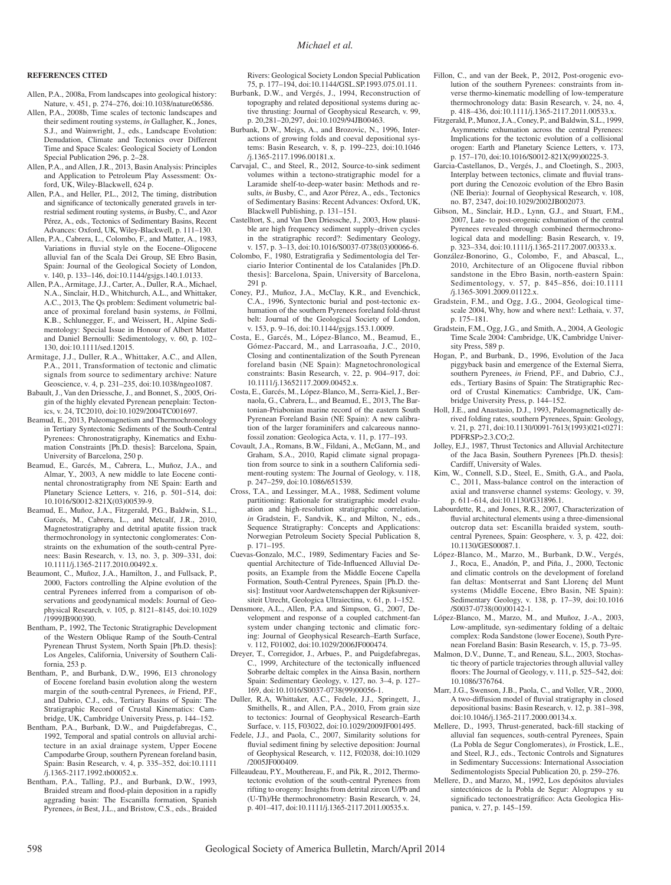## REFERENCES CITED

Allen, P.A., 2008a, From landscapes into geological history: Nature, v. 451, p. 274–276, doi:10.1038/nature06586.

Allen, P.A., 2008b, Time scales of tectonic landscapes and their sediment routing systems, *in* Gallagher, K., Jones, S.J., and Wainwright, J., eds., Landscape Evolution: Denudation, Climate and Tectonics over Different Time and Space Scales: Geological Society of London Special Publication 296, p. 2–28.

Allen, P.A., and Allen, J.R., 2013, Basin Analysis: Principles and Application to Petroleum Play Assessment: Oxford, UK, Wiley-Blackwell, 624 p.

Allen, P.A., and Heller, P.L., 2012, The timing, distribution and significance of tectonically generated gravels in terrestrial sediment routing systems, *in* Busby, C., and Azor Pérez, A., eds., Tectonics of Sedimentary Basins, Recent Advances: Oxford, UK, Wiley-Blackwell, p. 111–130.

Allen, P.A., Cabrera, L., Colombo, F., and Matter, A., 1983, Variations in fluvial style on the Eocene–Oligocene alluvial fan of the Scala Dei Group, SE Ebro Basin, Spain: Journal of the Geological Society of London, v. 140, p. 133–146, doi:10.1144/gsjgs.140.1.0133.

Allen, P.A., Armitage, J.J., Carter, A., Duller, R.A., Michael, N.A., Sinclair, H.D., Whitchurch, A.L., and Whittaker, A.C., 2013, The Qs problem: Sediment volumetric balance of proximal foreland basin systems, *in* Föllmi, K.B., Schlunegger, F., and Weissert, H., Alpine Sedimentology: Special Issue in Honour of Albert Matter and Daniel Bernoulli: Sedimentology, v. 60, p. 102–130, doi:10.1111/sed.12015.

Armitage, J.J., Duller, R.A., Whittaker, A.C., and Allen, P.A., 2011, Transformation of tectonic and climatic signals from source to sedimentary archive: Nature Geoscience, v. 4, p. 231–235, doi:10.1038/ngeo1087.

Babault, J., Van den Driessche, J., and Bonnet, S., 2005, Origin of the highly elevated Pyrenean peneplain: Tectonics, v. 24, TC2010, doi:10.1029/2004TC001697.

Beamud, E., 2013, Paleomagnetism and Thermochronology in Tertiary Syntectonic Sediments of the South-Central Pyrenees: Chronostratigraphy, Kinematics and Exhumation Constraints [Ph.D. thesis]: Barcelona, Spain, University of Barcelona, 250 p.

Beamud, E., Garcés, M., Cabrera, L., Muñoz, J.A., and Almar, Y., 2003, A new middle to late Eocene continental chronostratigraphy from NE Spain: Earth and Planetary Science Letters, v. 216, p. 501–514, doi:10.1016/S0012-821X(03)00539-9.

Beamud, E., Muñoz, J.A., Fitzgerald, P.G., Baldwin, S.L., Garcés, M., Cabrera, L., and Metcalf, J.R., 2010, Magnetostratigraphy and detrital apatite fission track thermochronology in syntectonic conglomerates: Constraints on the exhumation of the south-central Pyrenees: Basin Research, v. 13, no. 3, p. 309–331, doi:10.1111/j.1365-2117.2010.00492.x.

Beaumont, C., Muñoz, J.A., Hamilton, J., and Fullsack, P., 2000, Factors controlling the Alpine evolution of the central Pyrenees inferred from a comparison of observations and geodynamical models: Journal of Geophysical Research, v. 105, p. 8121–8145, doi:10.1029/1999JB900390.

Bentham, P., 1992, The Tectonic Stratigraphic Development of the Western Oblique Ramp of the South-Central Pyrenean Thrust System, North Spain [Ph.D. thesis]: Los Angeles, California, University of Southern California, 253 p.

Bentham, P., and Burbank, D.W., 1996, E13 chronology of Eocene foreland basin evolution along the western margin of the south-central Pyrenees, *in* Friend, P.F., and Dabrio, C.J., eds., Tertiary Basins of Spain: The Stratigraphic Record of Crustal Kinematics: Cambridge, UK, Cambridge University Press, p. 144–152.

Bentham, P.A., Burbank, D.W., and Puigdefabregas, C., 1992, Temporal and spatial controls on alluvial architecture in an axial drainage system, Upper Eocene Campodarbe Group, southern Pyrenean foreland basin, Spain: Basin Research, v. 4, p. 335–352, doi:10.1111/j.1365-2117.1992.tb00052.x.

Bentham, P.A., Talling, P.J., and Burbank, D.W., 1993, Braided stream and flood-plain deposition in a rapidly aggrading basin: The Escanilla formation, Spanish Pyrenees, *in* Best, J.L., and Bristow, C.S., eds., Braided Rivers: Geological Society London Special Publication 75, p. 177–194, doi:10.1144/GSL.SP.1993.075.01.11.

Burbank, D.W., and Vergés, J., 1994, Reconstruction of topography and related depositional systems during active thrusting: Journal of Geophysical Research, v. 99, p. 20,281–20,297, doi:10.1029/94JB00463.

Burbank, D.W., Meigs, A., and Brozovic, N., 1996, Interactions of growing folds and coeval depositional systems: Basin Research, v. 8, p. 199–223, doi:10.1046/j.1365-2117.1996.00181.x.

Carvajal, C., and Steel, R., 2012, Source-to-sink sediment volumes within a tectono-stratigraphic model for a Laramide shelf-to-deep-water basin: Methods and results, *in* Busby, C., and Azor Pérez, A., eds., Tectonics of Sedimentary Basins: Recent Advances: Oxford, UK, Blackwell Publishing, p. 131–151.

Castelltort, S., and Van Den Driessche, J., 2003, How plausible are high frequency sediment supply–driven cycles in the stratigraphic record?: Sedimentary Geology, v. 157, p. 3–13, doi:10.1016/S0037-0738(03)00066-6.

Colombo, F., 1980, Estratigrafia y Sedimentologia del Terciario Interior Continental de los Catalanides [Ph.D. thesis]: Barcelona, Spain, University of Barcelona, 291 p.

Coney, P.J., Muñoz, J.A., McClay, K.R., and Evenchick, C.A., 1996, Syntectonic burial and post-tectonic exhumation of the southern Pyrenees foreland fold-thrust belt: Journal of the Geological Society of London, v. 153, p. 9–16, doi:10.1144/gsjgs.153.1.0009.

Costa, E., Garcés, M., López-Blanco, M., Beamud, E., Gómez-Paccard, M., and Larrasoaña, J.C., 2010, Closing and continentalization of the South Pyrenean foreland basin (NE Spain): Magnetochronological constraints: Basin Research, v. 22, p. 904–917, doi:10.1111/j.13652117.2009.00452.x.

Costa, E., Garcés, M., López-Blanco, M., Serra-Kiel, J., Bernaola, G., Cabrera, L., and Beamud, E., 2013, The Bartonian-Priabonian marine record of the eastern South Pyrenean Foreland Basin (NE Spain): A new calibration of the larger foraminifers and calcareous nannofossil zonation: Geologica Acta, v. 11, p. 177–193.

Covault, J.A., Romans, B.W., Fildani, A., McGann, M., and Graham, S.A., 2010, Rapid climate signal propagation from source to sink in a southern California sediment-routing system: The Journal of Geology, v. 118, p. 247–259, doi:10.1086/651539.

Cross, T.A., and Lessinger, M.A., 1988, Sediment volume partitioning: Rationale for stratigraphic model evaluation and high-resolution stratigraphic correlation, *in* Gradstein, F., Sandvik, K., and Milton, N., eds., Sequence Stratigraphy: Concepts and Applications: Norwegian Petroleum Society Special Publication 8, p. 171–195.

Cuevas-Gonzalo, M.C., 1989, Sedimentary Facies and Sequential Architecture of Tide-Influenced Alluvial Deposits, an Example from the Middle Eocene Capella Formation, South-Central Pyrenees, Spain [Ph.D. thesis]: Instituut voor Aardwetenschappen der Rijksuniversiteit Utrecht, Geologica Ultraiectina, v. 61, p. 1–152.

Densmore, A.L., Allen, P.A. and Simpson, G., 2007, Development and response of a coupled catchment-fan system under changing tectonic and climatic forcing: Journal of Geophysical Research–Earth Surface, v. 112, F01002, doi:10.1029/2006JF000474.

Dreyer, T., Corregidor, J., Arbues, P., and Puigdefabregas, C., 1999, Architecture of the tectonically influenced Sobrarbe deltaic complex in the Ainsa Basin, northern Spain: Sedimentary Geology, v. 127, no. 3–4, p. 127–169, doi:10.1016/S0037-0738(99)00056-1.

Duller, R.A, Whittaker, A.C., Fedele, J.J., Springett, J., Smithells, R., and Allen, P.A., 2010, From grain size to tectonics: Journal of Geophysical Research–Earth Surface, v. 115, F03022, doi:10.1029/2009JF001495.

Fedele, J.J., and Paola, C., 2007, Similarity solutions for fluvial sediment fining by selective deposition: Journal of Geophysical Research, v. 112, F02038, doi:10.1029/2005JF000409.

Filleaudeau, P.Y., Mouthereau, F., and Pik, R., 2012, Thermotectonic evolution of the south-central Pyrenees from rifting to orogeny: Insights from detrital zircon U/Pb and (U-Th)/He thermochronometry: Basin Research, v. 24, p. 401–417, doi:10.1111/j.1365-2117.2011.00535.x.

Fillon, C., and van der Beek, P., 2012, Post-orogenic evolution of the southern Pyrenees: constraints from inverse thermo-kinematic modelling of low-temperature thermochronology data: Basin Research, v. 24, no. 4, p. 418–436, doi:10.1111/j.1365-2117.2011.00533.x.

Fitzgerald, P.A., Munoz, J.A., Coney, P.J., and Baldwin, S.L., 1999, Asymmetric exhumation across the central Pyrenees: Implications for the tectonic evolution of a collisional orogen: Earth and Planetary Science Letters, v. 173, p. 157–170, doi:10.1016/S0012-821X(99)00225-3.

Garcia-Castellanos, D., Vergés, J., and Cloetingh, S., 2003, Interplay between tectonics, climate and fluvial transport during the Cenozoic evolution of the Ebro Basin (NE Iberia): Journal of Geophysical Research, v. 108, no. B7, 2347, doi:10.1029/2002JB002073.

Gibson, M., Sinclair, H.D., Lynn, G.J., and Stuart, F.M., 2007, Late- to post-orogenic exhumation of the central Pyrenees revealed through combined thermochronological data and modelling: Basin Research, v. 19, p. 323–334, doi:10.1111/j.1365-2117.2007.00333.x.

González-Bonorino, G., Colombo, F., and Abascal, L., 2010, Architecture of an Oligocene fluvial ribbon sandstone in the Ebro Basin, north-eastern Spain: Sedimentology, v. 57, p. 845–856, doi:10.1111/j.1365-3091.2009.01122.x.

Gradstein, F.M., and Ogg, J.G., 2004, Geological timescale 2004, Why, how and where next!: Lethaia, v. 37, p. 175–181.

Gradstein, F.M., Ogg, J.G., and Smith, A., 2004, A Geologic Time Scale 2004: Cambridge, UK, Cambridge University Press, 589 p.

Hogan, P., and Burbank, D., 1996, Evolution of the Jaca piggyback basin and emergence of the External Sierra, southern Pyrenees, *in* Friend, P.F., and Dabrio, C.J., eds., Tertiary Basins of Spain: The Stratigraphic Record of Crustal Kinematics: Cambridge, UK, Cambridge University Press, p. 144–152.

Holl, J.E., and Anastasio, D.J., 1993, Paleomagnetically derived folding rates, southern Pyrenees, Spain: Geology, v. 21, p. 271, doi:10.1130/0091-7613(1993)021<0271:PDFRSP>2.3.CO;2.

Jolley, E.J., 1987, Thrust Tectonics and Alluvial Architecture of the Jaca Basin, Southern Pyrenees [Ph.D. thesis]: Cardiff, University of Wales.

Kim, W., Connell, S.D., Steel, E., Smith, G.A., and Paola, C., 2011, Mass-balance control on the interaction of axial and transverse channel systems: Geology, v. 39, p. 611–614, doi:10.1130/G31896.1.

Labourdette, R., and Jones, R.R., 2007, Characterization of fluvial architectural elements using a three-dimensional outcrop data set: Escanilla braided system, south-central Pyrenees, Spain: Geosphere, v. 3, p. 422, doi:10.1130/GES00087.1.

López-Blanco, M., Marzo, M., Burbank, D.W., Vergés, J., Roca, E., Anadón, P., and Piña, J., 2000, Tectonic and climatic controls on the development of foreland fan deltas: Montserrat and Sant Llorenç del Munt systems (Middle Eocene, Ebro Basin, NE Spain): Sedimentary Geology, v. 138, p. 17–39, doi:10.1016/S0037-0738(00)00142-1.

López-Blanco, M., Marzo, M., and Muñoz, J.-A., 2003, Low-amplitude, syn-sedimentary folding of a deltaic complex: Roda Sandstone (lower Eocene), South Pyrenean Foreland Basin: Basin Research, v. 15, p. 73–95.

Malmon, D.V., Dunne, T., and Reneau, S.L., 2003, Stochastic theory of particle trajectories through alluvial valley floors: The Journal of Geology, v. 111, p. 525–542, doi:10.1086/376764.

Marr, J.G., Swenson, J.B., Paola, C., and Voller, V.R., 2000, A two-diffusion model of fluvial stratigraphy in closed depositional basins: Basin Research, v. 12, p. 381–398, doi:10.1046/j.1365-2117.2000.00134.x.

Mellere, D., 1993, Thrust-generated, back-fill stacking of alluvial fan sequences, south-central Pyrenees, Spain (La Pobla de Segur Conglomerates), *in* Frostick, L.E., and Steel, R.J., eds., Tectonic Controls and Signatures in Sedimentary Successions: International Association Sedimentologists Special Publication 20, p. 259–276.

Mellere, D., and Marzo, M., 1992, Los depósitos aluviales sintectónicos de la Pobla de Segur: Alogrupos y su significado tectonoestratigráfico: Acta Geologica Hispanica, v. 27, p. 145–159.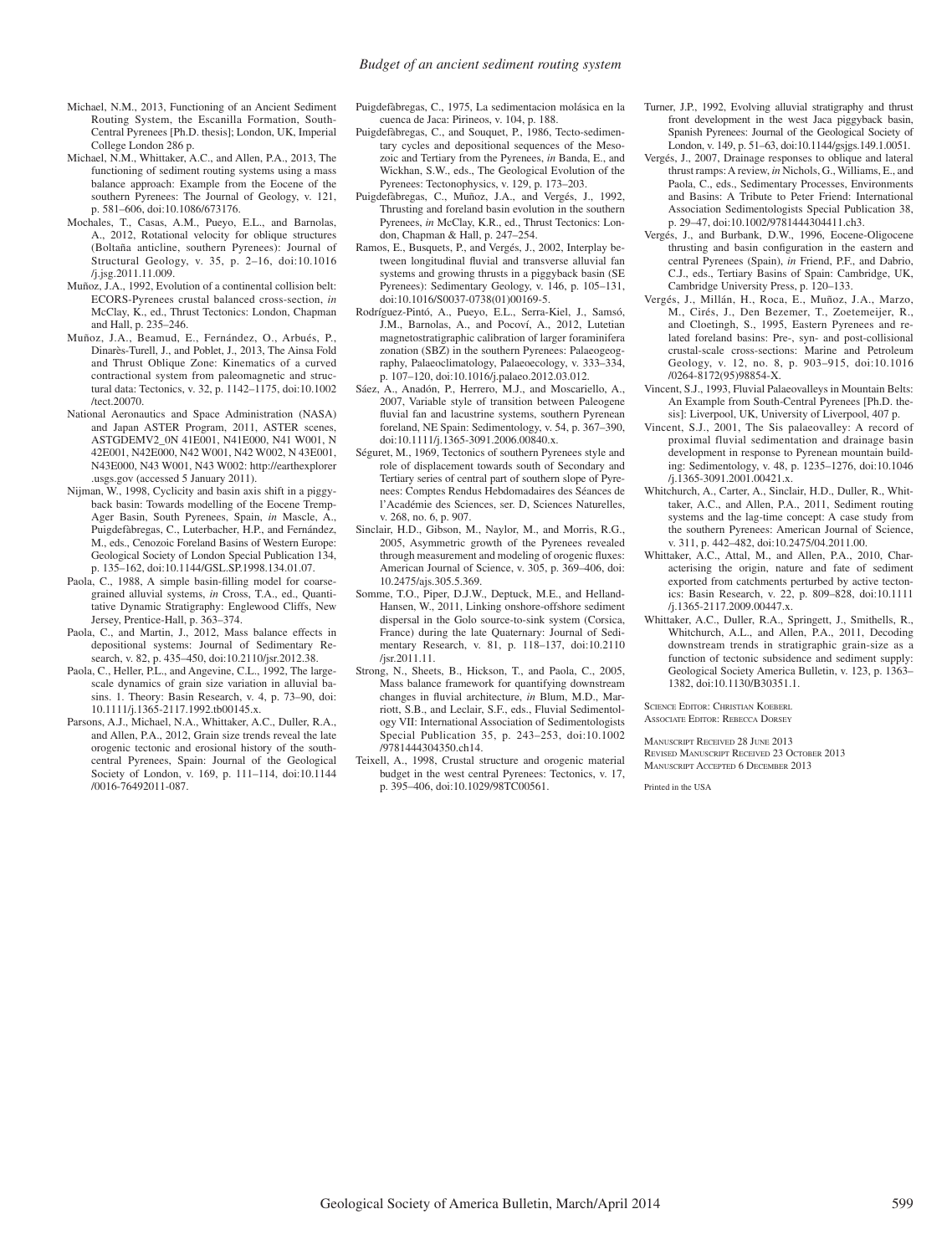Michael, N.M., 2013, Functioning of an Ancient Sediment Routing System, the Escanilla Formation, South-Central Pyrenees [Ph.D. thesis]; London, UK, Imperial College London 286 p.

Michael, N.M., Whittaker, A.C., and Allen, P.A., 2013, The functioning of sediment routing systems using a mass balance approach: Example from the Eocene of the southern Pyrenees: The Journal of Geology, v. 121, p. 581–606, doi:10.1086/673176.

Mochales, T., Casas, A.M., Pueyo, E.L., and Barnolas, A., 2012, Rotational velocity for oblique structures (Boltaña anticline, southern Pyrenees): Journal of Structural Geology, v. 35, p. 2–16, doi:10.1016/j.jsg.2011.11.009.

Muñoz, J.A., 1992, Evolution of a continental collision belt: ECORS-Pyrenees crustal balanced cross-section, *in* McClay, K., ed., Thrust Tectonics: London, Chapman and Hall, p. 235–246.

Muñoz, J.A., Beamud, E., Fernández, O., Arbués, P., Dinarès-Turell, J., and Poblet, J., 2013, The Ainsa Fold and Thrust Oblique Zone: Kinematics of a curved contractional system from paleomagnetic and structural data: Tectonics, v. 32, p. 1142–1175, doi:10.1002/tect.20070.

National Aeronautics and Space Administration (NASA) and Japan ASTER Program, 2011, ASTER scenes, ASTGDEMV2_0N 41E001, N41E000, N41 W001, N 42E001, N42E000, N42 W001, N42 W002, N 43E001, N43E000, N43 W001, N43 W002: http://earthexplorer.usgs.gov (accessed 5 January 2011).

Nijman, W., 1998, Cyclicity and basin axis shift in a piggyback basin: Towards modelling of the Eocene Tremp-Ager Basin, South Pyrenees, Spain, *in* Mascle, A., Puigdefàbregas, C., Luterbacher, H.P., and Fernández, M., eds., Cenozoic Foreland Basins of Western Europe: Geological Society of London Special Publication 134, p. 135–162, doi:10.1144/GSL.SP.1998.134.01.07.

Paola, C., 1988, A simple basin-filling model for coarse-grained alluvial systems, *in* Cross, T.A., ed., Quantitative Dynamic Stratigraphy: Englewood Cliffs, New Jersey, Prentice-Hall, p. 363–374.

Paola, C., and Martin, J., 2012, Mass balance effects in depositional systems: Journal of Sedimentary Research, v. 82, p. 435–450, doi:10.2110/jsr.2012.38.

Paola, C., Heller, P.L., and Angevine, C.L., 1992, The large-scale dynamics of grain size variation in alluvial basins. 1. Theory: Basin Research, v. 4, p. 73–90, doi:10.1111/j.1365-2117.1992.tb00145.x.

Parsons, A.J., Michael, N.A., Whittaker, A.C., Duller, R.A., and Allen, P.A., 2012, Grain size trends reveal the late orogenic tectonic and erosional history of the south-central Pyrenees, Spain: Journal of the Geological Society of London, v. 169, p. 111–114, doi:10.1144/0016-76492011-087.

Puigdefàbregas, C., 1975, La sedimentacion molásica en la cuenca de Jaca: Pirineos, v. 104, p. 188.

Puigdefàbregas, C., and Souquet, P., 1986, Tecto-sedimentary cycles and depositional sequences of the Mesozoic and Tertiary from the Pyrenees, *in* Banda, E., and Wickhan, S.W., eds., The Geological Evolution of the Pyrenees: Tectonophysics, v. 129, p. 173–203.

Puigdefàbregas, C., Muñoz, J.A., and Vergés, J., 1992, Thrusting and foreland basin evolution in the southern Pyrenees, *in* McClay, K.R., ed., Thrust Tectonics: London, Chapman & Hall, p. 247–254.

Ramos, E., Busquets, P., and Vergés, J., 2002, Interplay between longitudinal fluvial and transverse alluvial fan systems and growing thrusts in a piggyback basin (SE Pyrenees): Sedimentary Geology, v. 146, p. 105–131, doi:10.1016/S0037-0738(01)00169-5.

Rodríguez-Pintó, A., Pueyo, E.L., Serra-Kiel, J., Samsó, J.M., Barnolas, A., and Pocoví, A., 2012, Lutetian magnetostratigraphic calibration of larger foraminifera zonation (SBZ) in the southern Pyrenees: Palaeogeography, Palaeoclimatology, Palaeoecology, v. 333–334, p. 107–120, doi:10.1016/j.palaeo.2012.03.012.

Sáez, A., Anadón, P., Herrero, M.J., and Moscariello, A., 2007, Variable style of transition between Paleogene fluvial fan and lacustrine systems, southern Pyrenean foreland, NE Spain: Sedimentology, v. 54, p. 367–390, doi:10.1111/j.1365-3091.2006.00840.x.

Séguret, M., 1969, Tectonics of southern Pyrenees style and role of displacement towards south of Secondary and Tertiary series of central part of southern slope of Pyrenees: Comptes Rendus Hebdomadaires des Séances de l'Académie des Sciences, ser. D, Sciences Naturelles, v. 268, no. 6, p. 907.

Sinclair, H.D., Gibson, M., Naylor, M., and Morris, R.G., 2005, Asymmetric growth of the Pyrenees revealed through measurement and modeling of orogenic fluxes: American Journal of Science, v. 305, p. 369–406, doi:10.2475/ajs.305.5.369.

Somme, T.O., Piper, D.J.W., Deptuck, M.E., and Helland-Hansen, W., 2011, Linking onshore-offshore sediment dispersal in the Golo source-to-sink system (Corsica, France) during the late Quaternary: Journal of Sedimentary Research, v. 81, p. 118–137, doi:10.2110/jsr.2011.11.

Strong, N., Sheets, B., Hickson, T., and Paola, C., 2005, Mass balance framework for quantifying downstream changes in fluvial architecture, *in* Blum, M.D., Marriott, S.B., and Leclair, S.F., eds., Fluvial Sedimentology VII: International Association of Sedimentologists Special Publication 35, p. 243–253, doi:10.1002/9781444304350.ch14.

Teixell, A., 1998, Crustal structure and orogenic material budget in the west central Pyrenees: Tectonics, v. 17, p. 395–406, doi:10.1029/98TC00561.

Turner, J.P., 1992, Evolving alluvial stratigraphy and thrust front development in the west Jaca piggyback basin, Spanish Pyrenees: Journal of the Geological Society of London, v. 149, p. 51–63, doi:10.1144/gsjgs.149.1.0051.

Vergés, J., 2007, Drainage responses to oblique and lateral thrust ramps: A review, *in* Nichols, G., Williams, E., and Paola, C., eds., Sedimentary Processes, Environments and Basins: A Tribute to Peter Friend: International Association Sedimentologists Special Publication 38, p. 29–47, doi:10.1002/9781444304411.ch3.

Vergés, J., and Burbank, D.W., 1996, Eocene-Oligocene thrusting and basin configuration in the eastern and central Pyrenees (Spain), *in* Friend, P.F., and Dabrio, C.J., eds., Tertiary Basins of Spain: Cambridge, UK, Cambridge University Press, p. 120–133.

Vergés, J., Millán, H., Roca, E., Muñoz, J.A., Marzo, M., Cirés, J., Den Bezemer, T., Zoetemeijer, R., and Cloetingh, S., 1995, Eastern Pyrenees and related foreland basins: Pre-, syn- and post-collisional crustal-scale cross-sections: Marine and Petroleum Geology, v. 12, no. 8, p. 903–915, doi:10.1016/0264-8172(95)98854-X.

Vincent, S.J., 1993, Fluvial Palaeovalleys in Mountain Belts: An Example from South-Central Pyrenees [Ph.D. thesis]: Liverpool, UK, University of Liverpool, 407 p.

Vincent, S.J., 2001, The Sis palaeovalley: A record of proximal fluvial sedimentation and drainage basin development in response to Pyrenean mountain building: Sedimentology, v. 48, p. 1235–1276, doi:10.1046/j.1365-3091.2001.00421.x.

Whitchurch, A., Carter, A., Sinclair, H.D., Duller, R., Whittaker, A.C., and Allen, P.A., 2011, Sediment routing systems and the lag-time concept: A case study from the southern Pyrenees: American Journal of Science, v. 311, p. 442–482, doi:10.2475/04.2011.00.

Whittaker, A.C., Attal, M., and Allen, P.A., 2010, Characterising the origin, nature and fate of sediment exported from catchments perturbed by active tectonics: Basin Research, v. 22, p. 809–828, doi:10.1111/j.1365-2117.2009.00447.x.

Whittaker, A.C., Duller, R.A., Springett, J., Smithells, R., Whitchurch, A.L., and Allen, P.A., 2011, Decoding downstream trends in stratigraphic grain-size as a function of tectonic subsidence and sediment supply: Geological Society America Bulletin, v. 123, p. 1363–1382, doi:10.1130/B30351.1.

Science Editor: Christian Koeberl
Associate Editor: Rebecca Dorsey

Manuscript Received 28 June 2013
Revised Manuscript Received 23 October 2013
Manuscript Accepted 6 December 2013

Printed in the USA